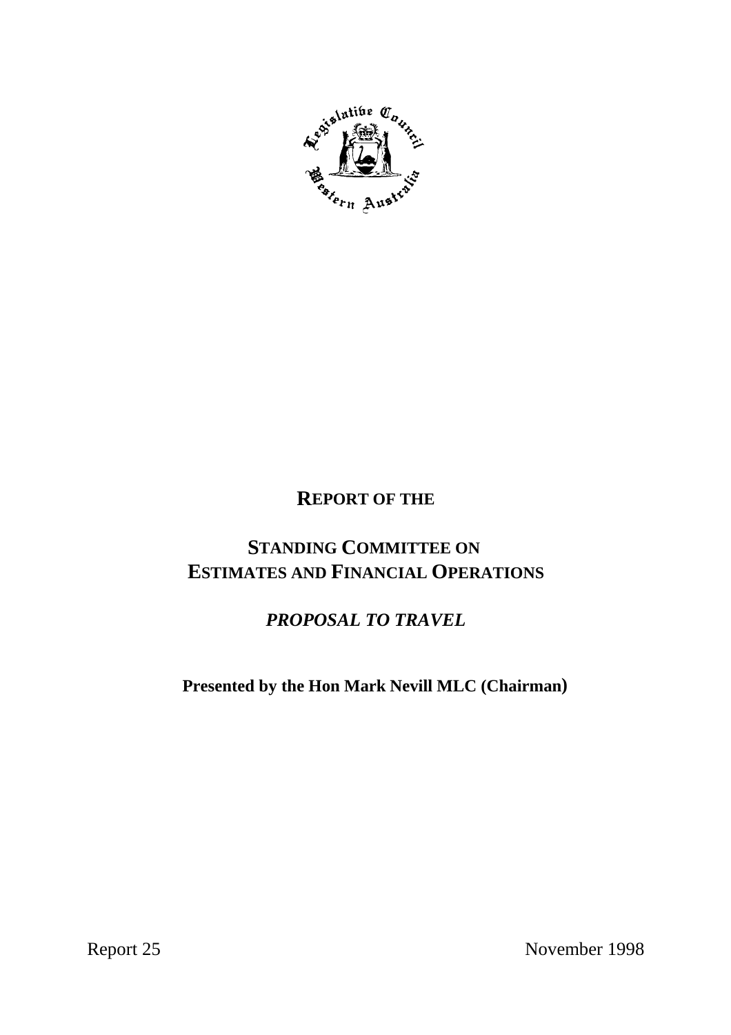# REPORT OF THE

# STANDING COMMITTEE ON ESTIMATES AND FINANCIAL OPERATIONS

## *PROPOSAL TO TRAVEL*

**Presented by the Hon Mark Nevill MLC (Chairman)**

Report 25

November 1998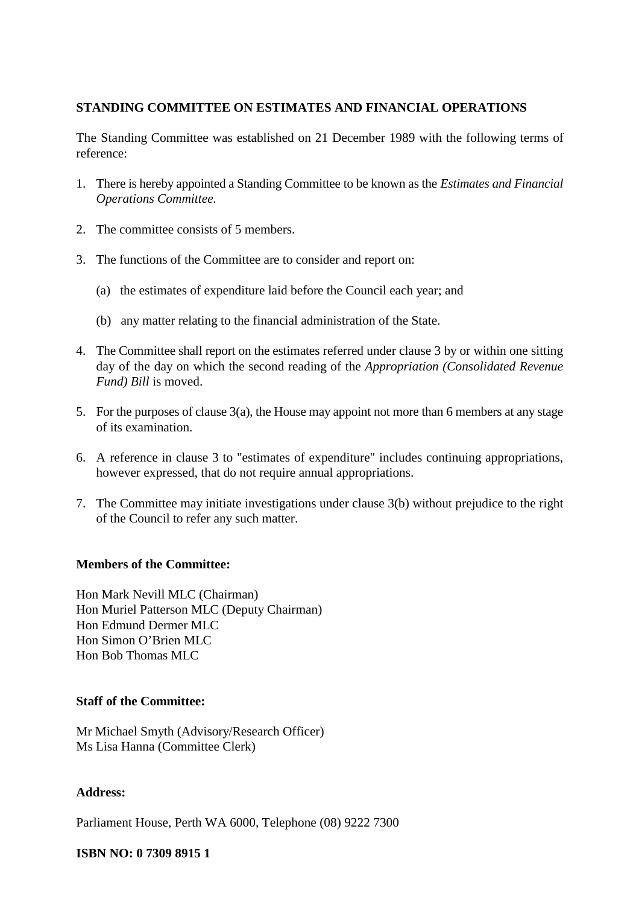## STANDING COMMITTEE ON ESTIMATES AND FINANCIAL OPERATIONS

The Standing Committee was established on 21 December 1989 with the following terms of reference:

1. There is hereby appointed a Standing Committee to be known as the *Estimates and Financial Operations Committee.*

2. The committee consists of 5 members.

3. The functions of the Committee are to consider and report on:

   (a) the estimates of expenditure laid before the Council each year; and

   (b) any matter relating to the financial administration of the State.

4. The Committee shall report on the estimates referred under clause 3 by or within one sitting day of the day on which the second reading of the *Appropriation (Consolidated Revenue Fund) Bill* is moved.

5. For the purposes of clause 3(a), the House may appoint not more than 6 members at any stage of its examination.

6. A reference in clause 3 to "estimates of expenditure" includes continuing appropriations, however expressed, that do not require annual appropriations.

7. The Committee may initiate investigations under clause 3(b) without prejudice to the right of the Council to refer any such matter.

**Members of the Committee:**

Hon Mark Nevill MLC (Chairman)
Hon Muriel Patterson MLC (Deputy Chairman)
Hon Edmund Dermer MLC
Hon Simon O'Brien MLC
Hon Bob Thomas MLC

**Staff of the Committee:**

Mr Michael Smyth (Advisory/Research Officer)
Ms Lisa Hanna (Committee Clerk)

**Address:**

Parliament House, Perth WA 6000, Telephone (08) 9222 7300

**ISBN NO: 0 7309 8915 1**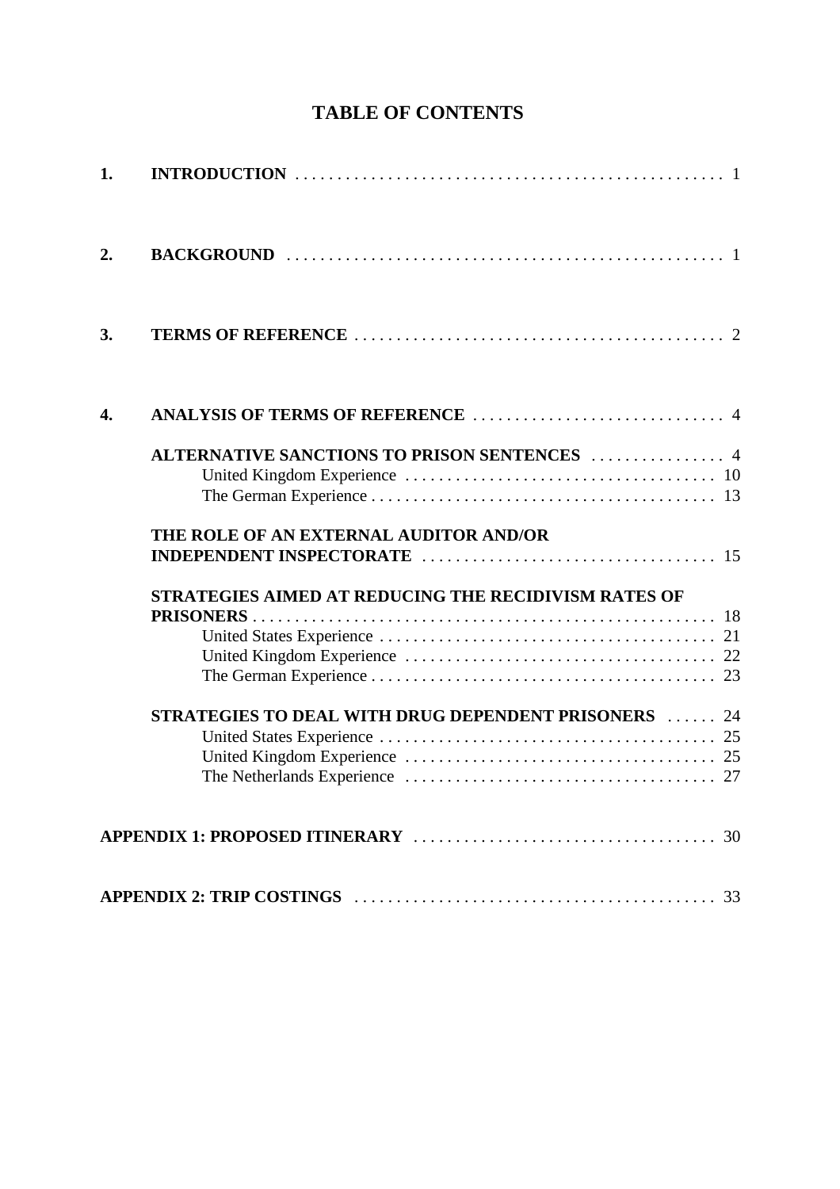# TABLE OF CONTENTS

| | | |
|---|---|---|
| **1.** | **INTRODUCTION** | 1 |
| **2.** | **BACKGROUND** | 1 |
| **3.** | **TERMS OF REFERENCE** | 2 |
| **4.** | **ANALYSIS OF TERMS OF REFERENCE** | 4 |
| | **ALTERNATIVE SANCTIONS TO PRISON SENTENCES** | 4 |
| | United Kingdom Experience | 10 |
| | The German Experience | 13 |
| | **THE ROLE OF AN EXTERNAL AUDITOR AND/OR INDEPENDENT INSPECTORATE** | 15 |
| | **STRATEGIES AIMED AT REDUCING THE RECIDIVISM RATES OF PRISONERS** | 18 |
| | United States Experience | 21 |
| | United Kingdom Experience | 22 |
| | The German Experience | 23 |
| | **STRATEGIES TO DEAL WITH DRUG DEPENDENT PRISONERS** | 24 |
| | United States Experience | 25 |
| | United Kingdom Experience | 25 |
| | The Netherlands Experience | 27 |
| **APPENDIX 1: PROPOSED ITINERARY** | | 30 |
| **APPENDIX 2: TRIP COSTINGS** | | 33 |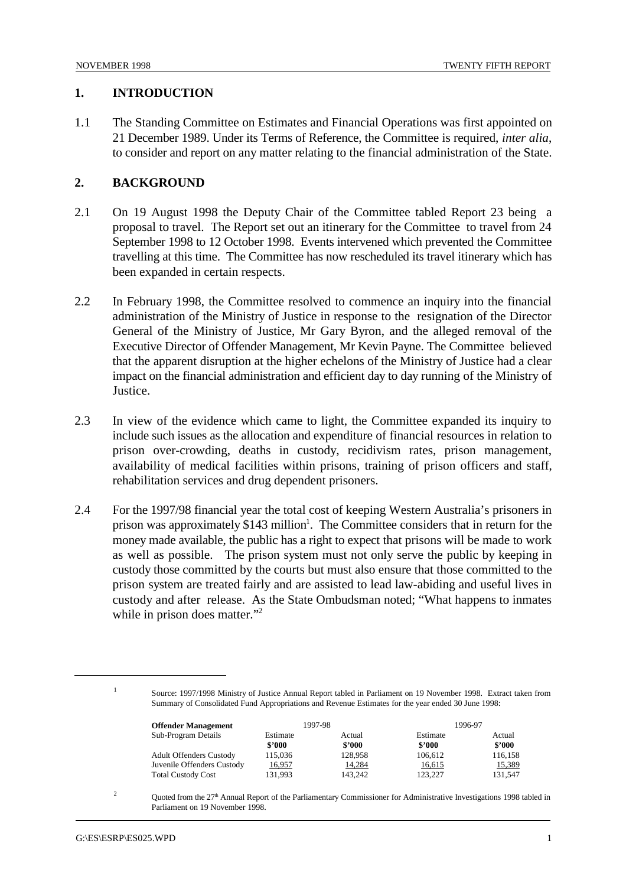## 1. INTRODUCTION

1.1 The Standing Committee on Estimates and Financial Operations was first appointed on 21 December 1989. Under its Terms of Reference, the Committee is required, *inter alia*, to consider and report on any matter relating to the financial administration of the State.

## 2. BACKGROUND

2.1 On 19 August 1998 the Deputy Chair of the Committee tabled Report 23 being a proposal to travel. The Report set out an itinerary for the Committee to travel from 24 September 1998 to 12 October 1998. Events intervened which prevented the Committee travelling at this time. The Committee has now rescheduled its travel itinerary which has been expanded in certain respects.

2.2 In February 1998, the Committee resolved to commence an inquiry into the financial administration of the Ministry of Justice in response to the resignation of the Director General of the Ministry of Justice, Mr Gary Byron, and the alleged removal of the Executive Director of Offender Management, Mr Kevin Payne. The Committee believed that the apparent disruption at the higher echelons of the Ministry of Justice had a clear impact on the financial administration and efficient day to day running of the Ministry of Justice.

2.3 In view of the evidence which came to light, the Committee expanded its inquiry to include such issues as the allocation and expenditure of financial resources in relation to prison over-crowding, deaths in custody, recidivism rates, prison management, availability of medical facilities within prisons, training of prison officers and staff, rehabilitation services and drug dependent prisoners.

2.4 For the 1997/98 financial year the total cost of keeping Western Australia's prisoners in prison was approximately $143 million[1]. The Committee considers that in return for the money made available, the public has a right to expect that prisons will be made to work as well as possible. The prison system must not only serve the public by keeping in custody those committed by the courts but must also ensure that those committed to the prison system are treated fairly and are assisted to lead law-abiding and useful lives in custody and after release. As the State Ombudsman noted; "What happens to inmates while in prison does matter."[2]

---

[1] Source: 1997/1998 Ministry of Justice Annual Report tabled in Parliament on 19 November 1998. Extract taken from Summary of Consolidated Fund Appropriations and Revenue Estimates for the year ended 30 June 1998:

| **Offender Management** | 1997-98 | | 1996-97 | |
|---|---|---|---|---|
| Sub-Program Details | Estimate **$'000** | Actual **$'000** | Estimate **$'000** | Actual **$'000** |
| Adult Offenders Custody | 115,036 | 128,958 | 106,612 | 116,158 |
| Juvenile Offenders Custody | 16,957 | 14,284 | 16,615 | 15,389 |
| Total Custody Cost | 131,993 | 143,242 | 123,227 | 131,547 |

[2] Quoted from the 27th Annual Report of the Parliamentary Commissioner for Administrative Investigations 1998 tabled in Parliament on 19 November 1998.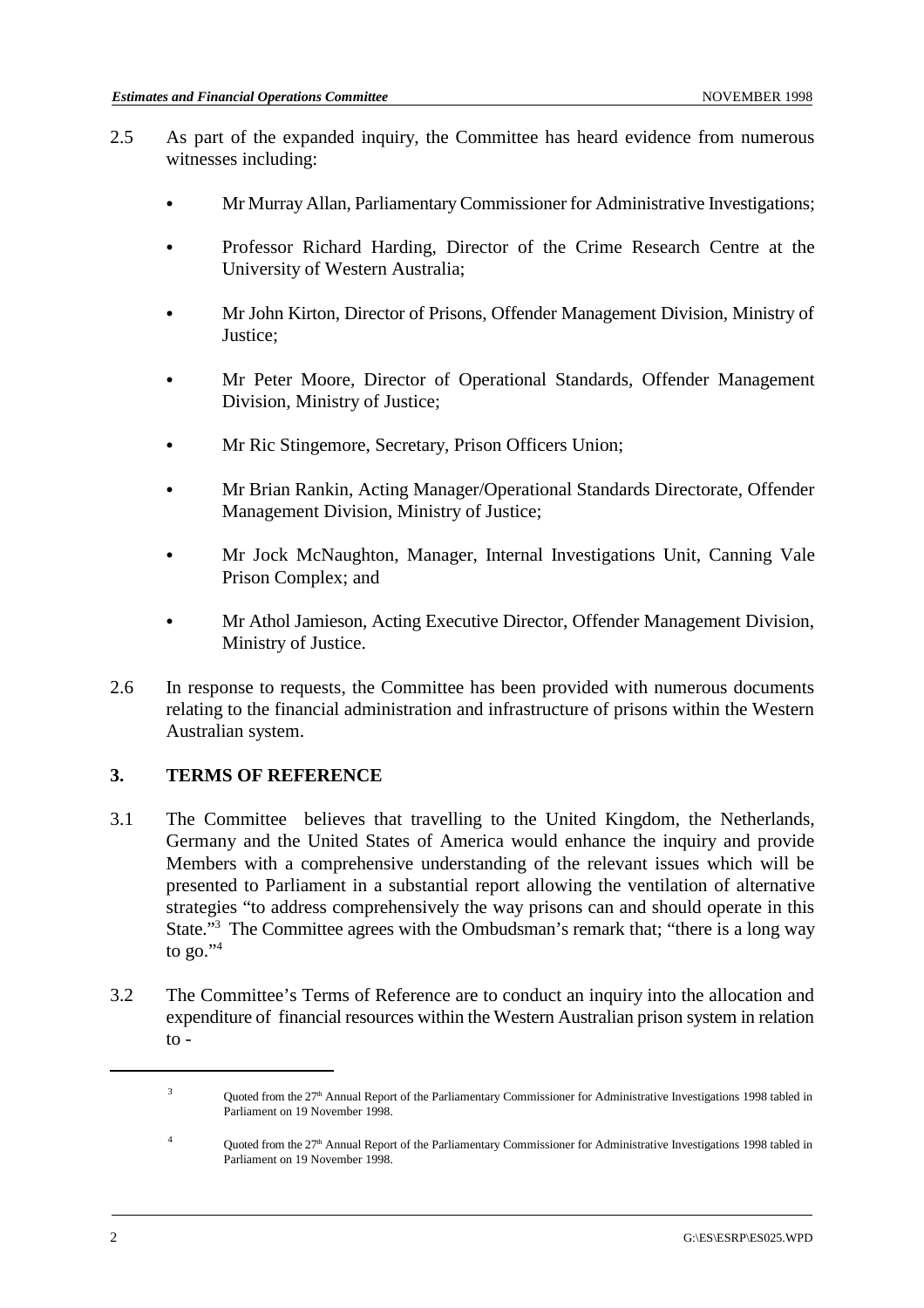2.5 As part of the expanded inquiry, the Committee has heard evidence from numerous witnesses including:

- Mr Murray Allan, Parliamentary Commissioner for Administrative Investigations;
- Professor Richard Harding, Director of the Crime Research Centre at the University of Western Australia;
- Mr John Kirton, Director of Prisons, Offender Management Division, Ministry of Justice;
- Mr Peter Moore, Director of Operational Standards, Offender Management Division, Ministry of Justice;
- Mr Ric Stingemore, Secretary, Prison Officers Union;
- Mr Brian Rankin, Acting Manager/Operational Standards Directorate, Offender Management Division, Ministry of Justice;
- Mr Jock McNaughton, Manager, Internal Investigations Unit, Canning Vale Prison Complex; and
- Mr Athol Jamieson, Acting Executive Director, Offender Management Division, Ministry of Justice.

2.6 In response to requests, the Committee has been provided with numerous documents relating to the financial administration and infrastructure of prisons within the Western Australian system.

## 3. TERMS OF REFERENCE

3.1 The Committee believes that travelling to the United Kingdom, the Netherlands, Germany and the United States of America would enhance the inquiry and provide Members with a comprehensive understanding of the relevant issues which will be presented to Parliament in a substantial report allowing the ventilation of alternative strategies "to address comprehensively the way prisons can and should operate in this State."[3] The Committee agrees with the Ombudsman's remark that; "there is a long way to go."[4]

3.2 The Committee's Terms of Reference are to conduct an inquiry into the allocation and expenditure of financial resources within the Western Australian prison system in relation to -

---

[3] Quoted from the 27th Annual Report of the Parliamentary Commissioner for Administrative Investigations 1998 tabled in Parliament on 19 November 1998.

[4] Quoted from the 27th Annual Report of the Parliamentary Commissioner for Administrative Investigations 1998 tabled in Parliament on 19 November 1998.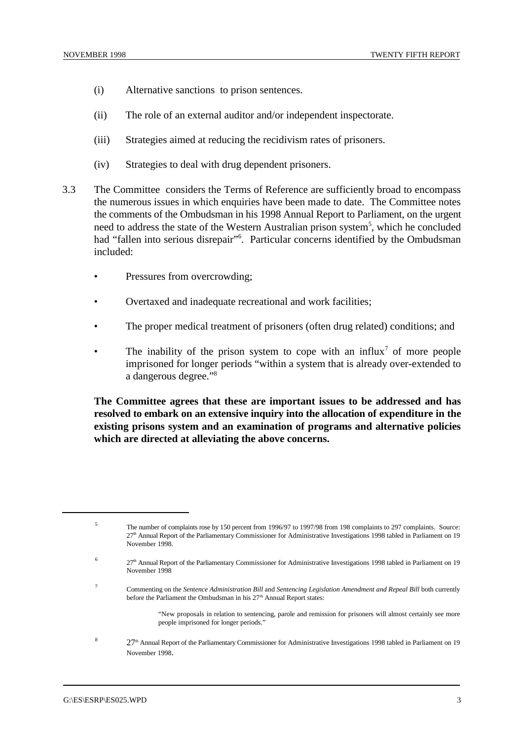(i) Alternative sanctions to prison sentences.

(ii) The role of an external auditor and/or independent inspectorate.

(iii) Strategies aimed at reducing the recidivism rates of prisoners.

(iv) Strategies to deal with drug dependent prisoners.

3.3 The Committee considers the Terms of Reference are sufficiently broad to encompass the numerous issues in which enquiries have been made to date. The Committee notes the comments of the Ombudsman in his 1998 Annual Report to Parliament, on the urgent need to address the state of the Western Australian prison system[5], which he concluded had "fallen into serious disrepair"[6]. Particular concerns identified by the Ombudsman included:

- Pressures from overcrowding;
- Overtaxed and inadequate recreational and work facilities;
- The proper medical treatment of prisoners (often drug related) conditions; and
- The inability of the prison system to cope with an influx[7] of more people imprisoned for longer periods "within a system that is already over-extended to a dangerous degree."[8]

**The Committee agrees that these are important issues to be addressed and has resolved to embark on an extensive inquiry into the allocation of expenditure in the existing prisons system and an examination of programs and alternative policies which are directed at alleviating the above concerns.**

---

[5] The number of complaints rose by 150 percent from 1996/97 to 1997/98 from 198 complaints to 297 complaints. Source: 27th Annual Report of the Parliamentary Commissioner for Administrative Investigations 1998 tabled in Parliament on 19 November 1998.

[6] 27th Annual Report of the Parliamentary Commissioner for Administrative Investigations 1998 tabled in Parliament on 19 November 1998

[7] Commenting on the *Sentence Administration Bill* and *Sentencing Legislation Amendment and Repeal Bill* both currently before the Parliament the Ombudsman in his 27th Annual Report states:

> "New proposals in relation to sentencing, parole and remission for prisoners will almost certainly see more people imprisoned for longer periods."

[8] 27th Annual Report of the Parliamentary Commissioner for Administrative Investigations 1998 tabled in Parliament on 19 November 1998.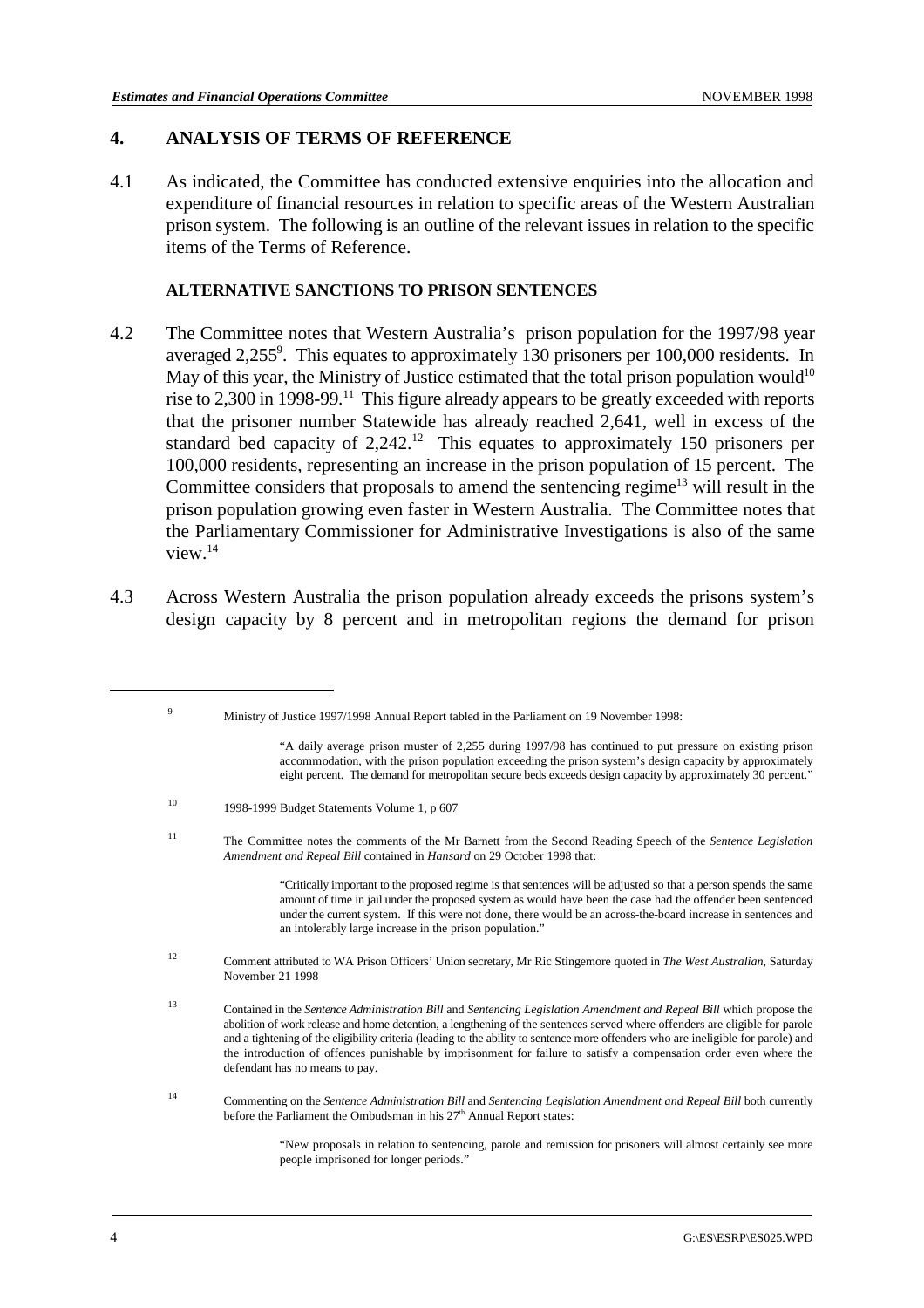## 4. ANALYSIS OF TERMS OF REFERENCE

4.1 As indicated, the Committee has conducted extensive enquiries into the allocation and expenditure of financial resources in relation to specific areas of the Western Australian prison system. The following is an outline of the relevant issues in relation to the specific items of the Terms of Reference.

### ALTERNATIVE SANCTIONS TO PRISON SENTENCES

4.2 The Committee notes that Western Australia's prison population for the 1997/98 year averaged 2,255[9]. This equates to approximately 130 prisoners per 100,000 residents. In May of this year, the Ministry of Justice estimated that the total prison population would[10] rise to 2,300 in 1998-99.[11] This figure already appears to be greatly exceeded with reports that the prisoner number Statewide has already reached 2,641, well in excess of the standard bed capacity of 2,242.[12] This equates to approximately 150 prisoners per 100,000 residents, representing an increase in the prison population of 15 percent. The Committee considers that proposals to amend the sentencing regime[13] will result in the prison population growing even faster in Western Australia. The Committee notes that the Parliamentary Commissioner for Administrative Investigations is also of the same view.[14]

4.3 Across Western Australia the prison population already exceeds the prisons system's design capacity by 8 percent and in metropolitan regions the demand for prison

---

[9] Ministry of Justice 1997/1998 Annual Report tabled in the Parliament on 19 November 1998:

> "A daily average prison muster of 2,255 during 1997/98 has continued to put pressure on existing prison accommodation, with the prison population exceeding the prison system's design capacity by approximately eight percent. The demand for metropolitan secure beds exceeds design capacity by approximately 30 percent."

[10] 1998-1999 Budget Statements Volume 1, p 607

[11] The Committee notes the comments of the Mr Barnett from the Second Reading Speech of the *Sentence Legislation Amendment and Repeal Bill* contained in *Hansard* on 29 October 1998 that:

> "Critically important to the proposed regime is that sentences will be adjusted so that a person spends the same amount of time in jail under the proposed system as would have been the case had the offender been sentenced under the current system. If this were not done, there would be an across-the-board increase in sentences and an intolerably large increase in the prison population."

[12] Comment attributed to WA Prison Officers' Union secretary, Mr Ric Stingemore quoted in *The West Australian*, Saturday November 21 1998

[13] Contained in the *Sentence Administration Bill* and *Sentencing Legislation Amendment and Repeal Bill* which propose the abolition of work release and home detention, a lengthening of the sentences served where offenders are eligible for parole and a tightening of the eligibility criteria (leading to the ability to sentence more offenders who are ineligible for parole) and the introduction of offences punishable by imprisonment for failure to satisfy a compensation order even where the defendant has no means to pay.

[14] Commenting on the *Sentence Administration Bill* and *Sentencing Legislation Amendment and Repeal Bill* both currently before the Parliament the Ombudsman in his 27th Annual Report states:

> "New proposals in relation to sentencing, parole and remission for prisoners will almost certainly see more people imprisoned for longer periods."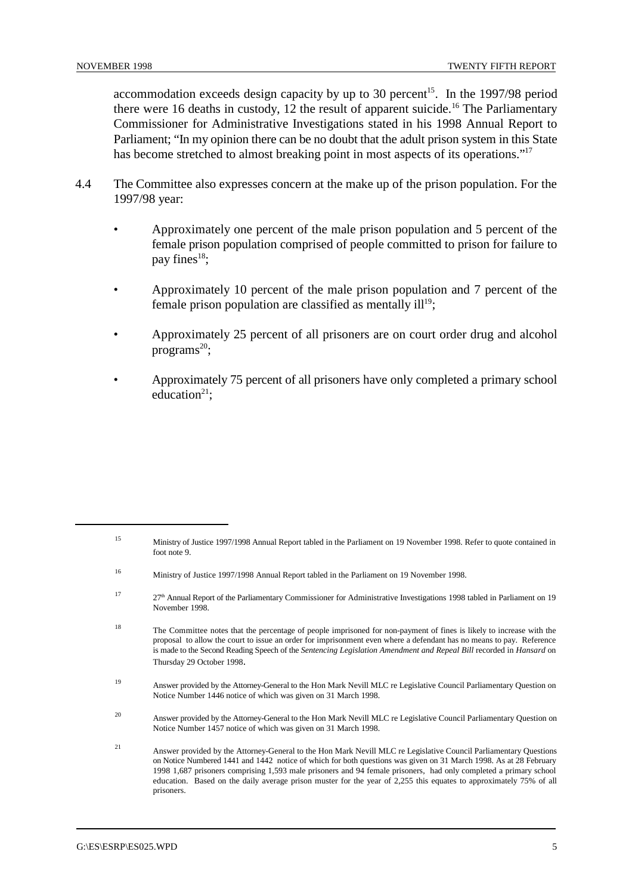accommodation exceeds design capacity by up to 30 percent[15]. In the 1997/98 period there were 16 deaths in custody, 12 the result of apparent suicide.[16] The Parliamentary Commissioner for Administrative Investigations stated in his 1998 Annual Report to Parliament; "In my opinion there can be no doubt that the adult prison system in this State has become stretched to almost breaking point in most aspects of its operations."[17]

4.4 The Committee also expresses concern at the make up of the prison population. For the 1997/98 year:

- Approximately one percent of the male prison population and 5 percent of the female prison population comprised of people committed to prison for failure to pay fines[18];
- Approximately 10 percent of the male prison population and 7 percent of the female prison population are classified as mentally ill[19];
- Approximately 25 percent of all prisoners are on court order drug and alcohol programs[20];
- Approximately 75 percent of all prisoners have only completed a primary school education[21];

---

[15] Ministry of Justice 1997/1998 Annual Report tabled in the Parliament on 19 November 1998. Refer to quote contained in foot note 9.

[16] Ministry of Justice 1997/1998 Annual Report tabled in the Parliament on 19 November 1998.

[17] 27th Annual Report of the Parliamentary Commissioner for Administrative Investigations 1998 tabled in Parliament on 19 November 1998.

[18] The Committee notes that the percentage of people imprisoned for non-payment of fines is likely to increase with the proposal to allow the court to issue an order for imprisonment even where a defendant has no means to pay. Reference is made to the Second Reading Speech of the *Sentencing Legislation Amendment and Repeal Bill* recorded in *Hansard* on Thursday 29 October 1998.

[19] Answer provided by the Attorney-General to the Hon Mark Nevill MLC re Legislative Council Parliamentary Question on Notice Number 1446 notice of which was given on 31 March 1998.

[20] Answer provided by the Attorney-General to the Hon Mark Nevill MLC re Legislative Council Parliamentary Question on Notice Number 1457 notice of which was given on 31 March 1998.

[21] Answer provided by the Attorney-General to the Hon Mark Nevill MLC re Legislative Council Parliamentary Questions on Notice Numbered 1441 and 1442 notice of which for both questions was given on 31 March 1998. As at 28 February 1998 1,687 prisoners comprising 1,593 male prisoners and 94 female prisoners, had only completed a primary school education. Based on the daily average prison muster for the year of 2,255 this equates to approximately 75% of all prisoners.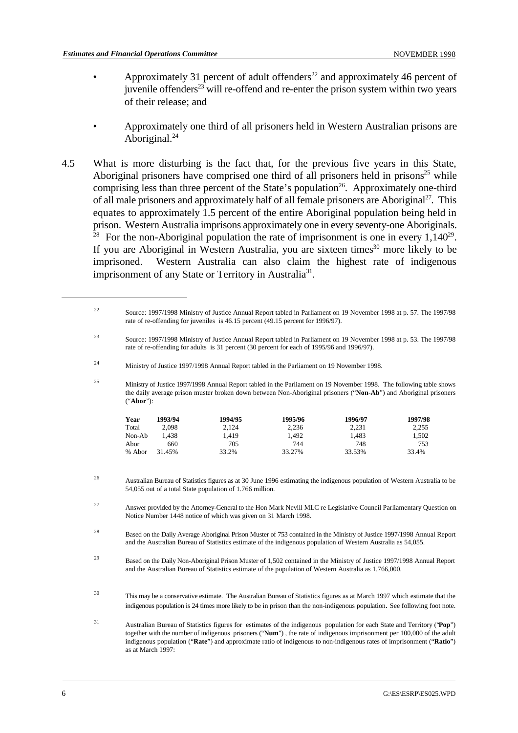- Approximately 31 percent of adult offenders[22] and approximately 46 percent of juvenile offenders[23] will re-offend and re-enter the prison system within two years of their release; and

- Approximately one third of all prisoners held in Western Australian prisons are Aboriginal.[24]

4.5 What is more disturbing is the fact that, for the previous five years in this State, Aboriginal prisoners have comprised one third of all prisoners held in prisons[25] while comprising less than three percent of the State's population[26]. Approximately one-third of all male prisoners and approximately half of all female prisoners are Aboriginal[27]. This equates to approximately 1.5 percent of the entire Aboriginal population being held in prison. Western Australia imprisons approximately one in every seventy-one Aboriginals.[28] For the non-Aboriginal population the rate of imprisonment is one in every 1,140[29]. If you are Aboriginal in Western Australia, you are sixteen times[30] more likely to be imprisoned. Western Australia can also claim the highest rate of indigenous imprisonment of any State or Territory in Australia[31].

---

[22] Source: 1997/1998 Ministry of Justice Annual Report tabled in Parliament on 19 November 1998 at p. 57. The 1997/98 rate of re-offending for juveniles is 46.15 percent (49.15 percent for 1996/97).

[23] Source: 1997/1998 Ministry of Justice Annual Report tabled in Parliament on 19 November 1998 at p. 53. The 1997/98 rate of re-offending for adults is 31 percent (30 percent for each of 1995/96 and 1996/97).

[24] Ministry of Justice 1997/1998 Annual Report tabled in the Parliament on 19 November 1998.

[25] Ministry of Justice 1997/1998 Annual Report tabled in the Parliament on 19 November 1998. The following table shows the daily average prison muster broken down between Non-Aboriginal prisoners ("**Non-Ab**") and Aboriginal prisoners ("**Abor**"):

| Year | 1993/94 | 1994/95 | 1995/96 | 1996/97 | 1997/98 |
|---|---|---|---|---|---|
| Total | 2,098 | 2,124 | 2,236 | 2,231 | 2,255 |
| Non-Ab | 1,438 | 1,419 | 1,492 | 1,483 | 1,502 |
| Abor | 660 | 705 | 744 | 748 | 753 |
| % Abor | 31.45% | 33.2% | 33.27% | 33.53% | 33.4% |

[26] Australian Bureau of Statistics figures as at 30 June 1996 estimating the indigenous population of Western Australia to be 54,055 out of a total State population of 1.766 million.

[27] Answer provided by the Attorney-General to the Hon Mark Nevill MLC re Legislative Council Parliamentary Question on Notice Number 1448 notice of which was given on 31 March 1998.

[28] Based on the Daily Average Aboriginal Prison Muster of 753 contained in the Ministry of Justice 1997/1998 Annual Report and the Australian Bureau of Statistics estimate of the indigenous population of Western Australia as 54,055.

[29] Based on the Daily Non-Aboriginal Prison Muster of 1,502 contained in the Ministry of Justice 1997/1998 Annual Report and the Australian Bureau of Statistics estimate of the population of Western Australia as 1,766,000.

[30] This may be a conservative estimate. The Australian Bureau of Statistics figures as at March 1997 which estimate that the indigenous population is 24 times more likely to be in prison than the non-indigenous population. See following foot note.

[31] Australian Bureau of Statistics figures for estimates of the indigenous population for each State and Territory ("**Pop**") together with the number of indigenous prisoners ("**Num**"), the rate of indigenous imprisonment per 100,000 of the adult indigenous population ("**Rate**") and approximate ratio of indigenous to non-indigenous rates of imprisonment ("**Ratio**") as at March 1997: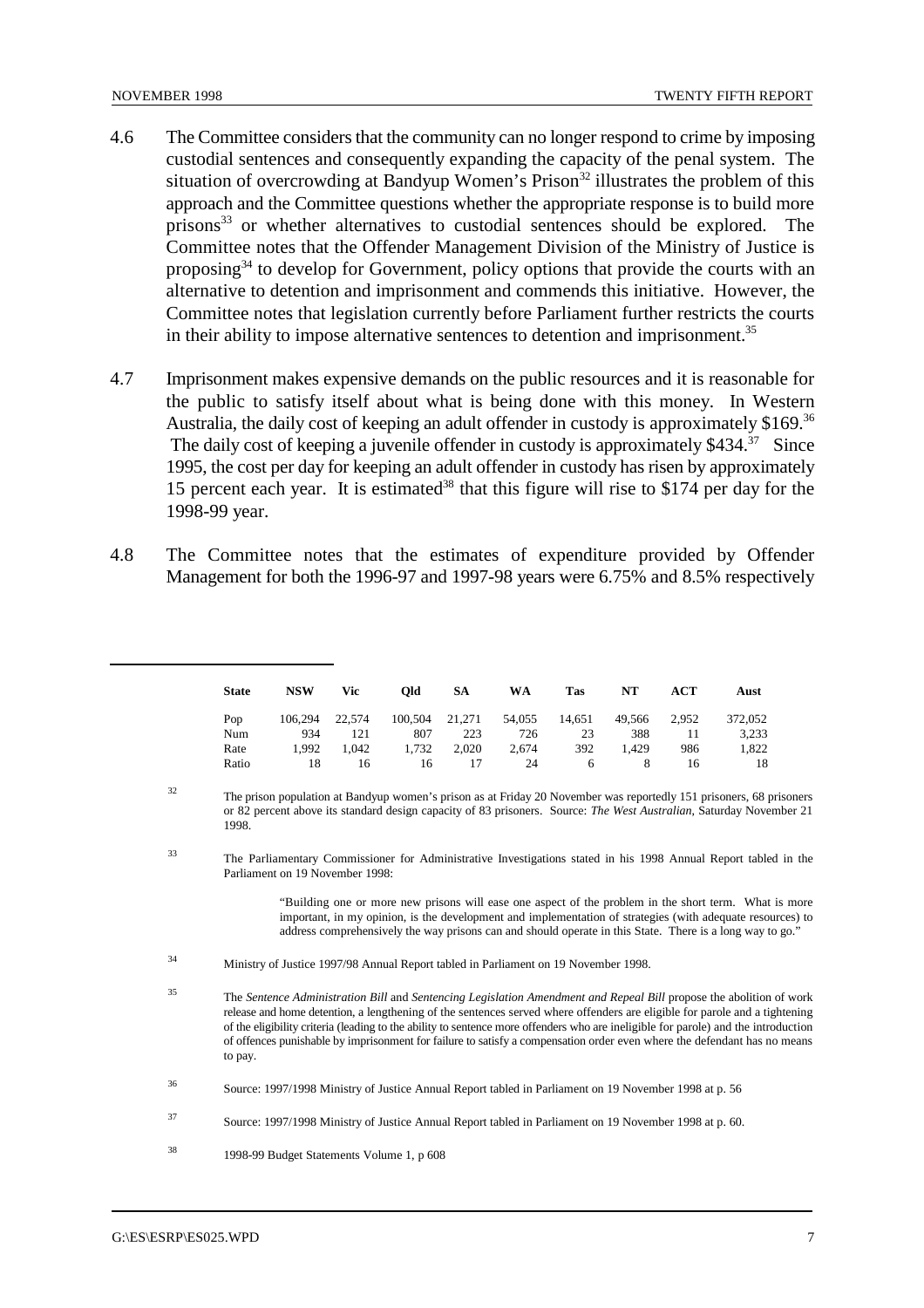4.6 The Committee considers that the community can no longer respond to crime by imposing custodial sentences and consequently expanding the capacity of the penal system. The situation of overcrowding at Bandyup Women's Prison[32] illustrates the problem of this approach and the Committee questions whether the appropriate response is to build more prisons[33] or whether alternatives to custodial sentences should be explored. The Committee notes that the Offender Management Division of the Ministry of Justice is proposing[34] to develop for Government, policy options that provide the courts with an alternative to detention and imprisonment and commends this initiative. However, the Committee notes that legislation currently before Parliament further restricts the courts in their ability to impose alternative sentences to detention and imprisonment.[35]

4.7 Imprisonment makes expensive demands on the public resources and it is reasonable for the public to satisfy itself about what is being done with this money. In Western Australia, the daily cost of keeping an adult offender in custody is approximately $169.[36] The daily cost of keeping a juvenile offender in custody is approximately $434.[37] Since 1995, the cost per day for keeping an adult offender in custody has risen by approximately 15 percent each year. It is estimated[38] that this figure will rise to $174 per day for the 1998-99 year.

4.8 The Committee notes that the estimates of expenditure provided by Offender Management for both the 1996-97 and 1997-98 years were 6.75% and 8.5% respectively

---

| State | NSW | Vic | Qld | SA | WA | Tas | NT | ACT | Aust |
|---|---|---|---|---|---|---|---|---|---|
| Pop | 106,294 | 22,574 | 100,504 | 21,271 | 54,055 | 14,651 | 49,566 | 2,952 | 372,052 |
| Num | 934 | 121 | 807 | 223 | 726 | 23 | 388 | 11 | 3,233 |
| Rate | 1,992 | 1,042 | 1,732 | 2,020 | 2,674 | 392 | 1,429 | 986 | 1,822 |
| Ratio | 18 | 16 | 16 | 17 | 24 | 6 | 8 | 16 | 18 |

[32] The prison population at Bandyup women's prison as at Friday 20 November was reportedly 151 prisoners, 68 prisoners or 82 percent above its standard design capacity of 83 prisoners. Source: *The West Australian*, Saturday November 21 1998.

[33] The Parliamentary Commissioner for Administrative Investigations stated in his 1998 Annual Report tabled in the Parliament on 19 November 1998:

> "Building one or more new prisons will ease one aspect of the problem in the short term. What is more important, in my opinion, is the development and implementation of strategies (with adequate resources) to address comprehensively the way prisons can and should operate in this State. There is a long way to go."

[34] Ministry of Justice 1997/98 Annual Report tabled in Parliament on 19 November 1998.

[35] The *Sentence Administration Bill* and *Sentencing Legislation Amendment and Repeal Bill* propose the abolition of work release and home detention, a lengthening of the sentences served where offenders are eligible for parole and a tightening of the eligibility criteria (leading to the ability to sentence more offenders who are ineligible for parole) and the introduction of offences punishable by imprisonment for failure to satisfy a compensation order even where the defendant has no means to pay.

[36] Source: 1997/1998 Ministry of Justice Annual Report tabled in Parliament on 19 November 1998 at p. 56

[37] Source: 1997/1998 Ministry of Justice Annual Report tabled in Parliament on 19 November 1998 at p. 60.

[38] 1998-99 Budget Statements Volume 1, p 608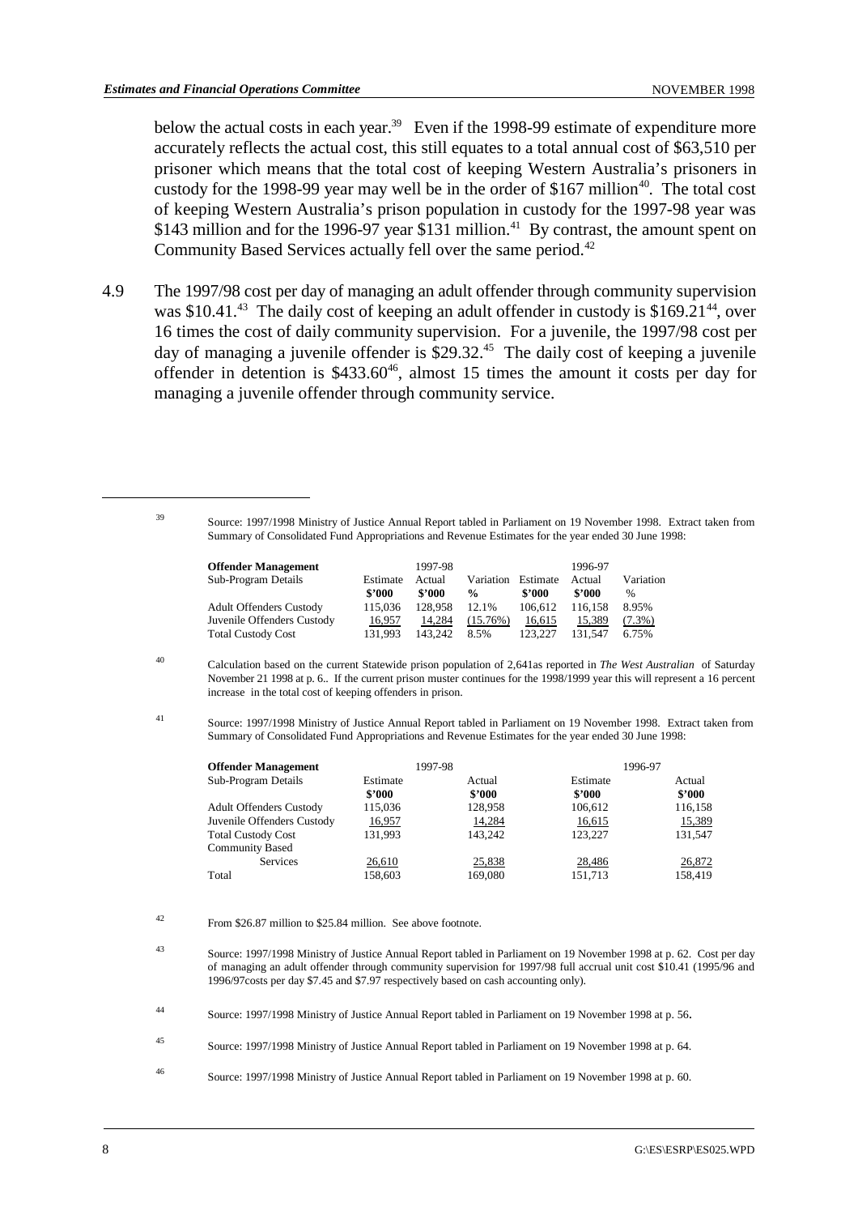below the actual costs in each year.[39] Even if the 1998-99 estimate of expenditure more accurately reflects the actual cost, this still equates to a total annual cost of $63,510 per prisoner which means that the total cost of keeping Western Australia's prisoners in custody for the 1998-99 year may well be in the order of $167 million[40]. The total cost of keeping Western Australia's prison population in custody for the 1997-98 year was $143 million and for the 1996-97 year $131 million.[41] By contrast, the amount spent on Community Based Services actually fell over the same period.[42]

4.9 The 1997/98 cost per day of managing an adult offender through community supervision was $10.41.[43] The daily cost of keeping an adult offender in custody is $169.21[44], over 16 times the cost of daily community supervision. For a juvenile, the 1997/98 cost per day of managing a juvenile offender is $29.32.[45] The daily cost of keeping a juvenile offender in detention is $433.60[46], almost 15 times the amount it costs per day for managing a juvenile offender through community service.

---

[39] Source: 1997/1998 Ministry of Justice Annual Report tabled in Parliament on 19 November 1998. Extract taken from Summary of Consolidated Fund Appropriations and Revenue Estimates for the year ended 30 June 1998:

| **Offender Management** | | 1997-98 | | | 1996-97 | |
|---|---|---|---|---|---|---|
| Sub-Program Details | Estimate **$'000** | Actual **$'000** | Variation **%** | Estimate **$'000** | Actual **$'000** | Variation % |
| Adult Offenders Custody | 115,036 | 128,958 | 12.1% | 106,612 | 116,158 | 8.95% |
| Juvenile Offenders Custody | 16,957 | 14,284 | (15.76%) | 16,615 | 15,389 | (7.3%) |
| Total Custody Cost | 131,993 | 143,242 | 8.5% | 123,227 | 131,547 | 6.75% |

[40] Calculation based on the current Statewide prison population of 2,641as reported in *The West Australian* of Saturday November 21 1998 at p. 6.. If the current prison muster continues for the 1998/1999 year this will represent a 16 percent increase in the total cost of keeping offenders in prison.

[41] Source: 1997/1998 Ministry of Justice Annual Report tabled in Parliament on 19 November 1998. Extract taken from Summary of Consolidated Fund Appropriations and Revenue Estimates for the year ended 30 June 1998:

| **Offender Management** | 1997-98 | | 1996-97 | |
|---|---|---|---|---|
| Sub-Program Details | Estimate **$'000** | Actual **$'000** | Estimate **$'000** | Actual **$'000** |
| Adult Offenders Custody | 115,036 | 128,958 | 106,612 | 116,158 |
| Juvenile Offenders Custody | 16,957 | 14,284 | 16,615 | 15,389 |
| Total Custody Cost | 131,993 | 143,242 | 123,227 | 131,547 |
| Community Based Services | 26,610 | 25,838 | 28,486 | 26,872 |
| Total | 158,603 | 169,080 | 151,713 | 158,419 |

[42] From $26.87 million to $25.84 million. See above footnote.

[43] Source: 1997/1998 Ministry of Justice Annual Report tabled in Parliament on 19 November 1998 at p. 62. Cost per day of managing an adult offender through community supervision for 1997/98 full accrual unit cost $10.41 (1995/96 and 1996/97costs per day $7.45 and $7.97 respectively based on cash accounting only).

[44] Source: 1997/1998 Ministry of Justice Annual Report tabled in Parliament on 19 November 1998 at p. 56.

[45] Source: 1997/1998 Ministry of Justice Annual Report tabled in Parliament on 19 November 1998 at p. 64.

[46] Source: 1997/1998 Ministry of Justice Annual Report tabled in Parliament on 19 November 1998 at p. 60.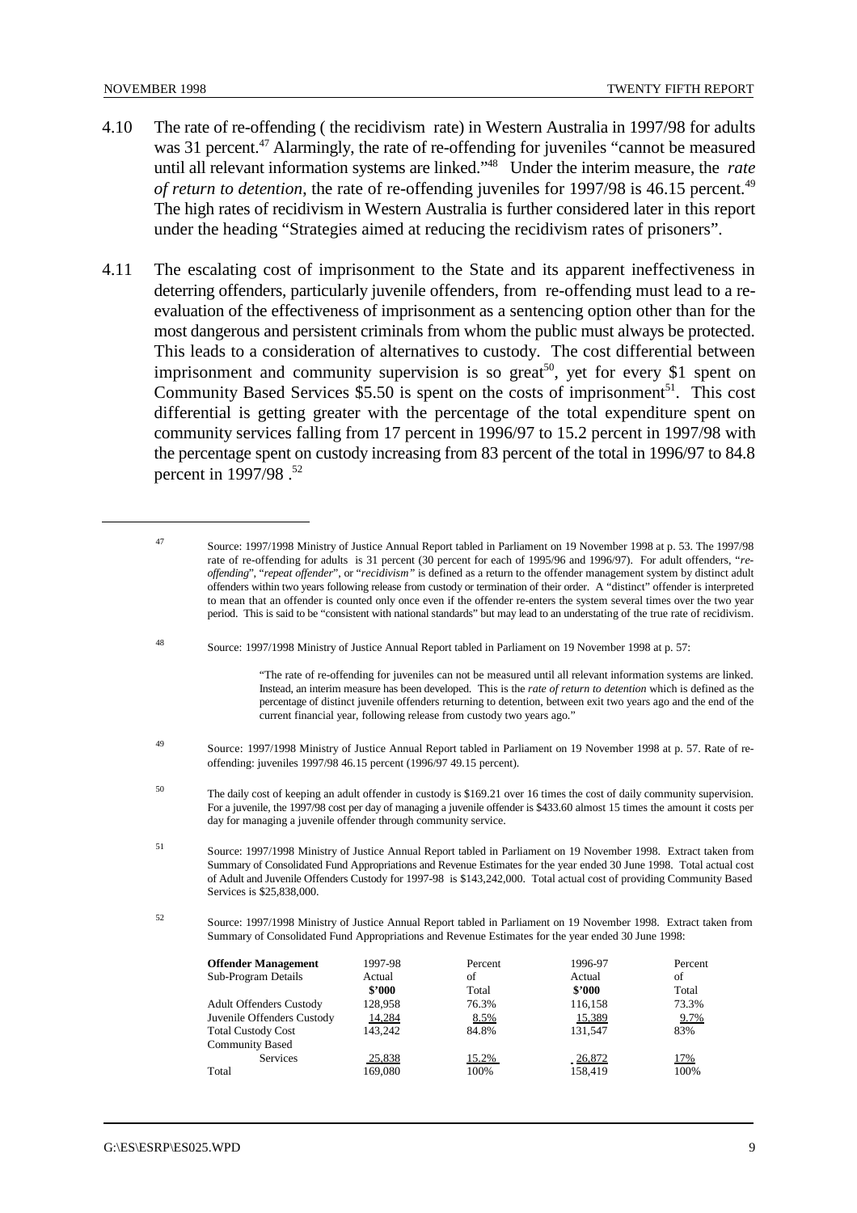4.10 The rate of re-offending ( the recidivism rate) in Western Australia in 1997/98 for adults was 31 percent.[47] Alarmingly, the rate of re-offending for juveniles "cannot be measured until all relevant information systems are linked."[48] Under the interim measure, the *rate of return to detention*, the rate of re-offending juveniles for 1997/98 is 46.15 percent.[49] The high rates of recidivism in Western Australia is further considered later in this report under the heading "Strategies aimed at reducing the recidivism rates of prisoners".

4.11 The escalating cost of imprisonment to the State and its apparent ineffectiveness in deterring offenders, particularly juvenile offenders, from re-offending must lead to a re-evaluation of the effectiveness of imprisonment as a sentencing option other than for the most dangerous and persistent criminals from whom the public must always be protected. This leads to a consideration of alternatives to custody. The cost differential between imprisonment and community supervision is so great[50], yet for every $1 spent on Community Based Services $5.50 is spent on the costs of imprisonment[51]. This cost differential is getting greater with the percentage of the total expenditure spent on community services falling from 17 percent in 1996/97 to 15.2 percent in 1997/98 with the percentage spent on custody increasing from 83 percent of the total in 1996/97 to 84.8 percent in 1997/98 .[52]

---

[47] Source: 1997/1998 Ministry of Justice Annual Report tabled in Parliament on 19 November 1998 at p. 53. The 1997/98 rate of re-offending for adults is 31 percent (30 percent for each of 1995/96 and 1996/97). For adult offenders, "*re-offending*", "*repeat offender*", or "*recidivism*" is defined as a return to the offender management system by distinct adult offenders within two years following release from custody or termination of their order. A "distinct" offender is interpreted to mean that an offender is counted only once even if the offender re-enters the system several times over the two year period. This is said to be "consistent with national standards" but may lead to an understating of the true rate of recidivism.

[48] Source: 1997/1998 Ministry of Justice Annual Report tabled in Parliament on 19 November 1998 at p. 57:

> "The rate of re-offending for juveniles can not be measured until all relevant information systems are linked. Instead, an interim measure has been developed. This is the *rate of return to detention* which is defined as the percentage of distinct juvenile offenders returning to detention, between exit two years ago and the end of the current financial year, following release from custody two years ago."

[49] Source: 1997/1998 Ministry of Justice Annual Report tabled in Parliament on 19 November 1998 at p. 57. Rate of re-offending: juveniles 1997/98 46.15 percent (1996/97 49.15 percent).

[50] The daily cost of keeping an adult offender in custody is $169.21 over 16 times the cost of daily community supervision. For a juvenile, the 1997/98 cost per day of managing a juvenile offender is $433.60 almost 15 times the amount it costs per day for managing a juvenile offender through community service.

[51] Source: 1997/1998 Ministry of Justice Annual Report tabled in Parliament on 19 November 1998. Extract taken from Summary of Consolidated Fund Appropriations and Revenue Estimates for the year ended 30 June 1998. Total actual cost of Adult and Juvenile Offenders Custody for 1997-98 is $143,242,000. Total actual cost of providing Community Based Services is $25,838,000.

[52] Source: 1997/1998 Ministry of Justice Annual Report tabled in Parliament on 19 November 1998. Extract taken from Summary of Consolidated Fund Appropriations and Revenue Estimates for the year ended 30 June 1998:

| **Offender Management** Sub-Program Details | 1997-98 Actual **$'000** | Percent of Total | 1996-97 Actual **$'000** | Percent of Total |
|---|---|---|---|---|
| Adult Offenders Custody | 128,958 | 76.3% | 116,158 | 73.3% |
| Juvenile Offenders Custody | 14,284 | 8.5% | 15,389 | 9.7% |
| Total Custody Cost | 143,242 | 84.8% | 131,547 | 83% |
| Community Based Services | 25,838 | 15.2% | 26,872 | 17% |
| Total | 169,080 | 100% | 158,419 | 100% |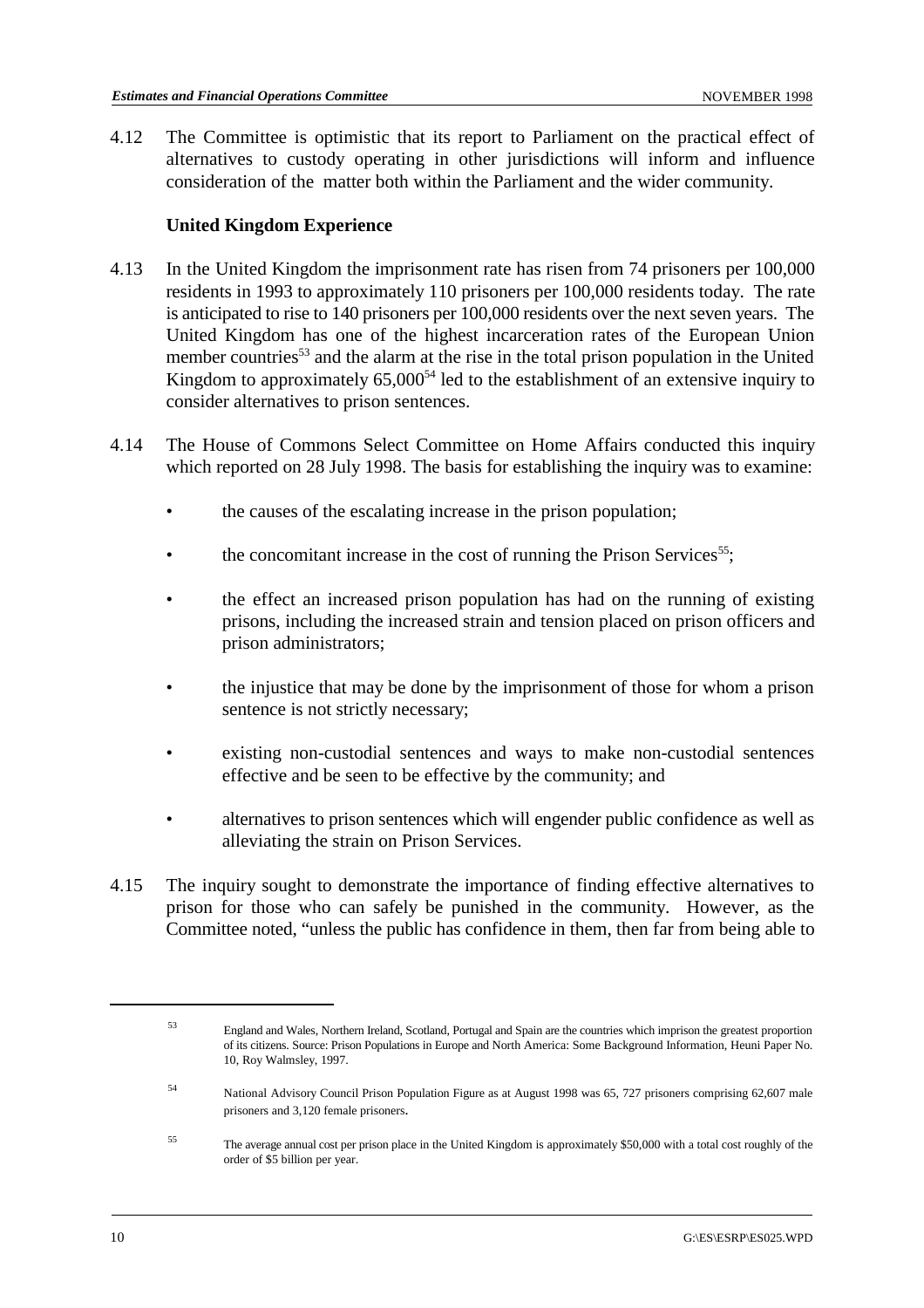4.12 The Committee is optimistic that its report to Parliament on the practical effect of alternatives to custody operating in other jurisdictions will inform and influence consideration of the matter both within the Parliament and the wider community.

### United Kingdom Experience

4.13 In the United Kingdom the imprisonment rate has risen from 74 prisoners per 100,000 residents in 1993 to approximately 110 prisoners per 100,000 residents today. The rate is anticipated to rise to 140 prisoners per 100,000 residents over the next seven years. The United Kingdom has one of the highest incarceration rates of the European Union member countries[53] and the alarm at the rise in the total prison population in the United Kingdom to approximately 65,000[54] led to the establishment of an extensive inquiry to consider alternatives to prison sentences.

4.14 The House of Commons Select Committee on Home Affairs conducted this inquiry which reported on 28 July 1998. The basis for establishing the inquiry was to examine:

- the causes of the escalating increase in the prison population;
- the concomitant increase in the cost of running the Prison Services[55];
- the effect an increased prison population has had on the running of existing prisons, including the increased strain and tension placed on prison officers and prison administrators;
- the injustice that may be done by the imprisonment of those for whom a prison sentence is not strictly necessary;
- existing non-custodial sentences and ways to make non-custodial sentences effective and be seen to be effective by the community; and
- alternatives to prison sentences which will engender public confidence as well as alleviating the strain on Prison Services.

4.15 The inquiry sought to demonstrate the importance of finding effective alternatives to prison for those who can safely be punished in the community. However, as the Committee noted, "unless the public has confidence in them, then far from being able to

---

[53] England and Wales, Northern Ireland, Scotland, Portugal and Spain are the countries which imprison the greatest proportion of its citizens. Source: Prison Populations in Europe and North America: Some Background Information, Heuni Paper No. 10, Roy Walmsley, 1997.

[54] National Advisory Council Prison Population Figure as at August 1998 was 65, 727 prisoners comprising 62,607 male prisoners and 3,120 female prisoners.

[55] The average annual cost per prison place in the United Kingdom is approximately $50,000 with a total cost roughly of the order of $5 billion per year.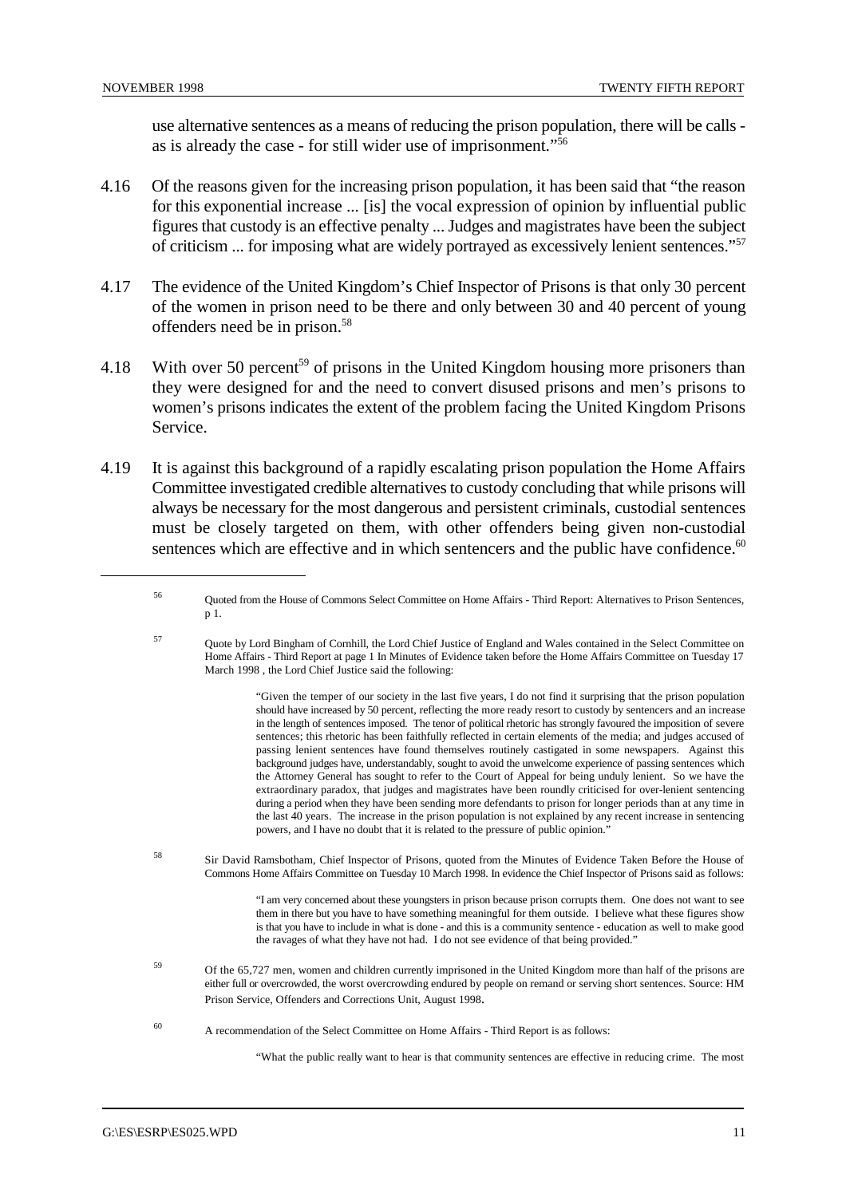use alternative sentences as a means of reducing the prison population, there will be calls - as is already the case - for still wider use of imprisonment."[56]

4.16 Of the reasons given for the increasing prison population, it has been said that "the reason for this exponential increase ... [is] the vocal expression of opinion by influential public figures that custody is an effective penalty ... Judges and magistrates have been the subject of criticism ... for imposing what are widely portrayed as excessively lenient sentences."[57]

4.17 The evidence of the United Kingdom's Chief Inspector of Prisons is that only 30 percent of the women in prison need to be there and only between 30 and 40 percent of young offenders need be in prison.[58]

4.18 With over 50 percent[59] of prisons in the United Kingdom housing more prisoners than they were designed for and the need to convert disused prisons and men's prisons to women's prisons indicates the extent of the problem facing the United Kingdom Prisons Service.

4.19 It is against this background of a rapidly escalating prison population the Home Affairs Committee investigated credible alternatives to custody concluding that while prisons will always be necessary for the most dangerous and persistent criminals, custodial sentences must be closely targeted on them, with other offenders being given non-custodial sentences which are effective and in which sentencers and the public have confidence.[60]

---

[56] Quoted from the House of Commons Select Committee on Home Affairs - Third Report: Alternatives to Prison Sentences, p 1.

[57] Quote by Lord Bingham of Cornhill, the Lord Chief Justice of England and Wales contained in the Select Committee on Home Affairs - Third Report at page 1 In Minutes of Evidence taken before the Home Affairs Committee on Tuesday 17 March 1998 , the Lord Chief Justice said the following:

> "Given the temper of our society in the last five years, I do not find it surprising that the prison population should have increased by 50 percent, reflecting the more ready resort to custody by sentencers and an increase in the length of sentences imposed. The tenor of political rhetoric has strongly favoured the imposition of severe sentences; this rhetoric has been faithfully reflected in certain elements of the media; and judges accused of passing lenient sentences have found themselves routinely castigated in some newspapers. Against this background judges have, understandably, sought to avoid the unwelcome experience of passing sentences which the Attorney General has sought to refer to the Court of Appeal for being unduly lenient. So we have the extraordinary paradox, that judges and magistrates have been roundly criticised for over-lenient sentencing during a period when they have been sending more defendants to prison for longer periods than at any time in the last 40 years. The increase in the prison population is not explained by any recent increase in sentencing powers, and I have no doubt that it is related to the pressure of public opinion."

[58] Sir David Ramsbotham, Chief Inspector of Prisons, quoted from the Minutes of Evidence Taken Before the House of Commons Home Affairs Committee on Tuesday 10 March 1998. In evidence the Chief Inspector of Prisons said as follows:

> "I am very concerned about these youngsters in prison because prison corrupts them. One does not want to see them in there but you have to have something meaningful for them outside. I believe what these figures show is that you have to include in what is done - and this is a community sentence - education as well to make good the ravages of what they have not had. I do not see evidence of that being provided."

[59] Of the 65,727 men, women and children currently imprisoned in the United Kingdom more than half of the prisons are either full or overcrowded, the worst overcrowding endured by people on remand or serving short sentences. Source: HM Prison Service, Offenders and Corrections Unit, August 1998.

[60] A recommendation of the Select Committee on Home Affairs - Third Report is as follows:

> "What the public really want to hear is that community sentences are effective in reducing crime. The most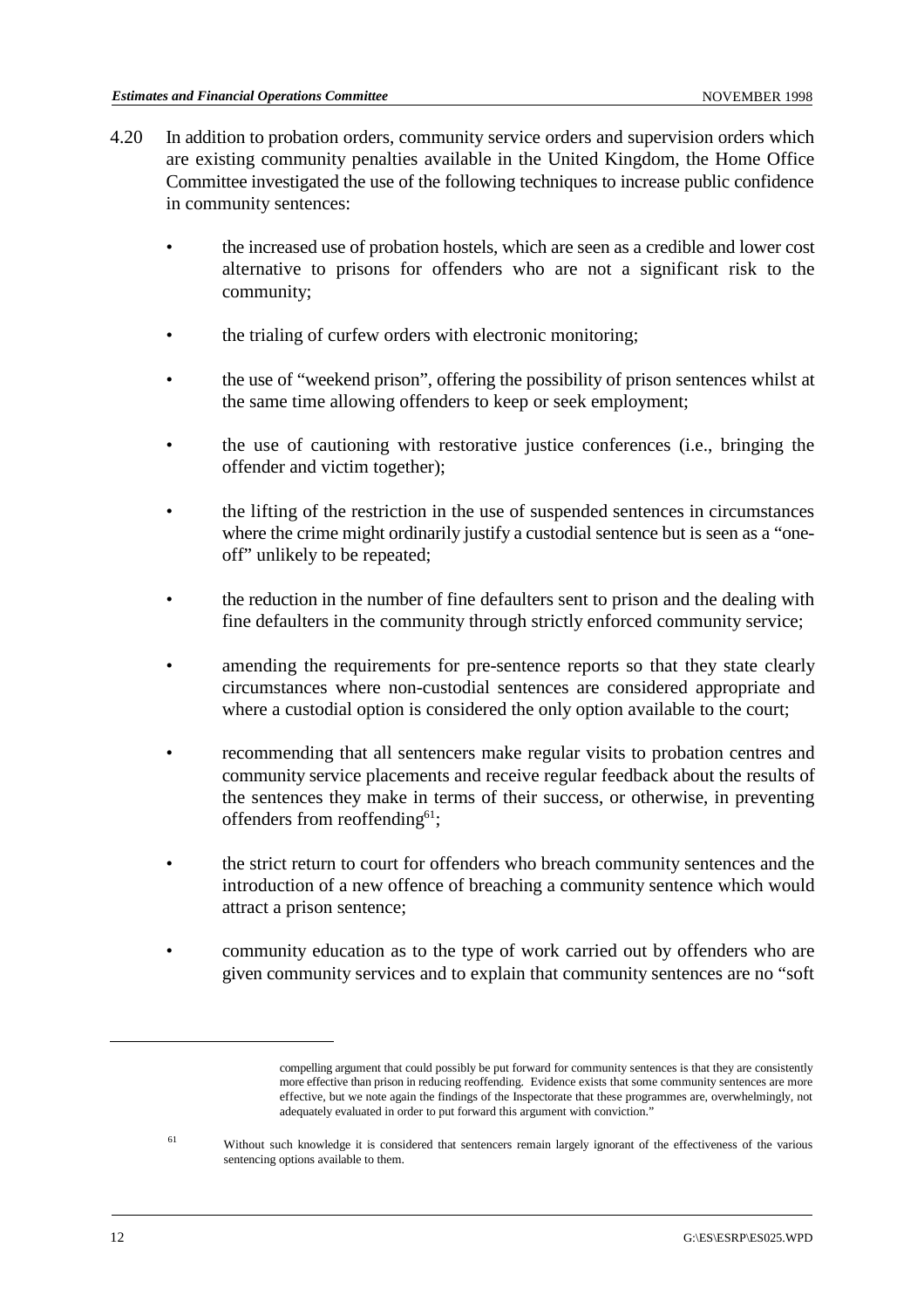4.20 In addition to probation orders, community service orders and supervision orders which are existing community penalties available in the United Kingdom, the Home Office Committee investigated the use of the following techniques to increase public confidence in community sentences:

- the increased use of probation hostels, which are seen as a credible and lower cost alternative to prisons for offenders who are not a significant risk to the community;
- the trialing of curfew orders with electronic monitoring;
- the use of "weekend prison", offering the possibility of prison sentences whilst at the same time allowing offenders to keep or seek employment;
- the use of cautioning with restorative justice conferences (i.e., bringing the offender and victim together);
- the lifting of the restriction in the use of suspended sentences in circumstances where the crime might ordinarily justify a custodial sentence but is seen as a "one-off" unlikely to be repeated;
- the reduction in the number of fine defaulters sent to prison and the dealing with fine defaulters in the community through strictly enforced community service;
- amending the requirements for pre-sentence reports so that they state clearly circumstances where non-custodial sentences are considered appropriate and where a custodial option is considered the only option available to the court;
- recommending that all sentencers make regular visits to probation centres and community service placements and receive regular feedback about the results of the sentences they make in terms of their success, or otherwise, in preventing offenders from reoffending[61];
- the strict return to court for offenders who breach community sentences and the introduction of a new offence of breaching a community sentence which would attract a prison sentence;
- community education as to the type of work carried out by offenders who are given community services and to explain that community sentences are no "soft

---

compelling argument that could possibly be put forward for community sentences is that they are consistently more effective than prison in reducing reoffending. Evidence exists that some community sentences are more effective, but we note again the findings of the Inspectorate that these programmes are, overwhelmingly, not adequately evaluated in order to put forward this argument with conviction."

[61] Without such knowledge it is considered that sentencers remain largely ignorant of the effectiveness of the various sentencing options available to them.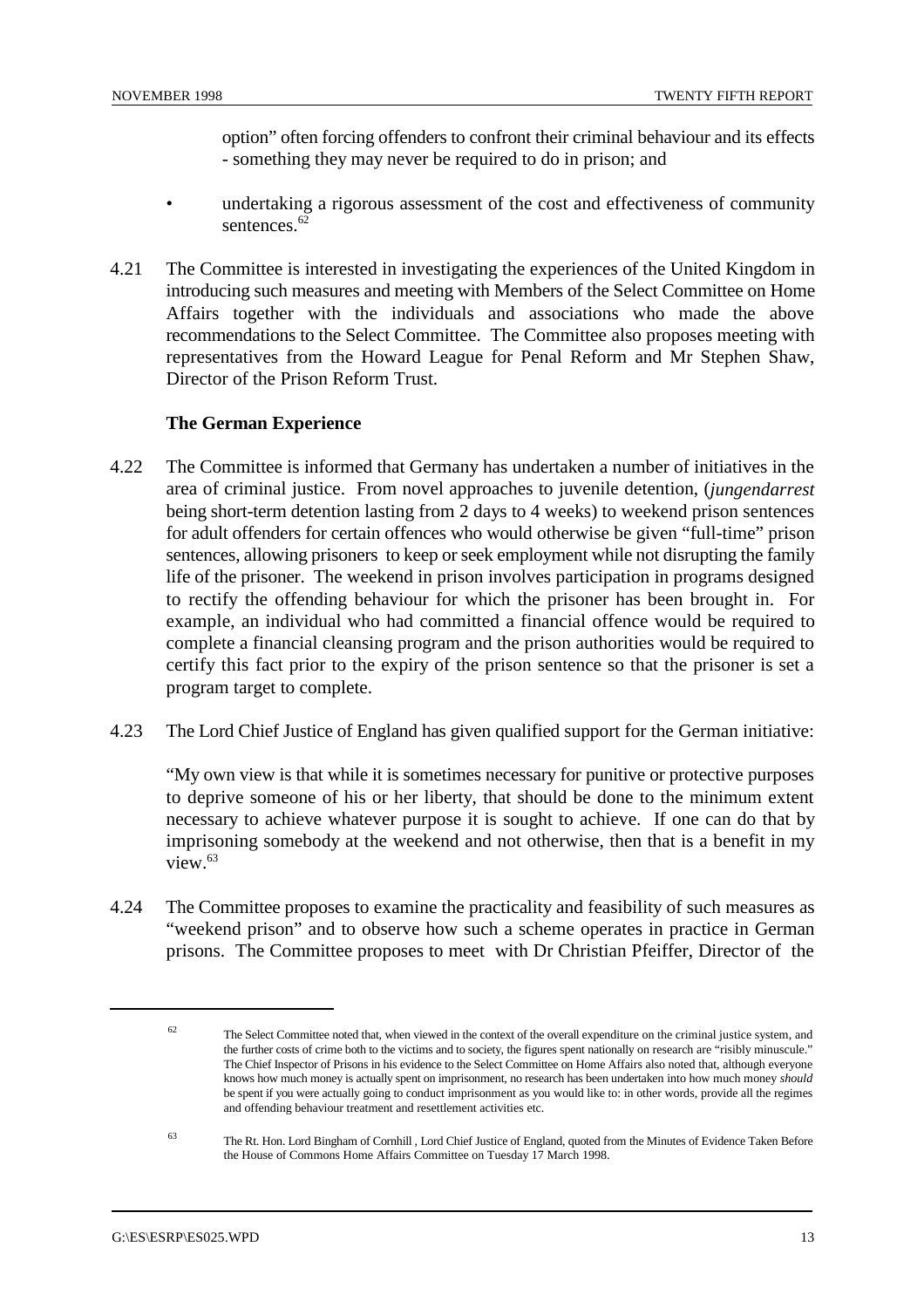option" often forcing offenders to confront their criminal behaviour and its effects - something they may never be required to do in prison; and

- undertaking a rigorous assessment of the cost and effectiveness of community sentences.[62]

4.21 The Committee is interested in investigating the experiences of the United Kingdom in introducing such measures and meeting with Members of the Select Committee on Home Affairs together with the individuals and associations who made the above recommendations to the Select Committee. The Committee also proposes meeting with representatives from the Howard League for Penal Reform and Mr Stephen Shaw, Director of the Prison Reform Trust.

**The German Experience**

4.22 The Committee is informed that Germany has undertaken a number of initiatives in the area of criminal justice. From novel approaches to juvenile detention, (*jungendarrest* being short-term detention lasting from 2 days to 4 weeks) to weekend prison sentences for adult offenders for certain offences who would otherwise be given "full-time" prison sentences, allowing prisoners to keep or seek employment while not disrupting the family life of the prisoner. The weekend in prison involves participation in programs designed to rectify the offending behaviour for which the prisoner has been brought in. For example, an individual who had committed a financial offence would be required to complete a financial cleansing program and the prison authorities would be required to certify this fact prior to the expiry of the prison sentence so that the prisoner is set a program target to complete.

4.23 The Lord Chief Justice of England has given qualified support for the German initiative:

"My own view is that while it is sometimes necessary for punitive or protective purposes to deprive someone of his or her liberty, that should be done to the minimum extent necessary to achieve whatever purpose it is sought to achieve. If one can do that by imprisoning somebody at the weekend and not otherwise, then that is a benefit in my view.[63]

4.24 The Committee proposes to examine the practicality and feasibility of such measures as "weekend prison" and to observe how such a scheme operates in practice in German prisons. The Committee proposes to meet with Dr Christian Pfeiffer, Director of the

---

[62] The Select Committee noted that, when viewed in the context of the overall expenditure on the criminal justice system, and the further costs of crime both to the victims and to society, the figures spent nationally on research are "risibly minuscule." The Chief Inspector of Prisons in his evidence to the Select Committee on Home Affairs also noted that, although everyone knows how much money is actually spent on imprisonment, no research has been undertaken into how much money *should* be spent if you were actually going to conduct imprisonment as you would like to: in other words, provide all the regimes and offending behaviour treatment and resettlement activities etc.

[63] The Rt. Hon. Lord Bingham of Cornhill , Lord Chief Justice of England, quoted from the Minutes of Evidence Taken Before the House of Commons Home Affairs Committee on Tuesday 17 March 1998.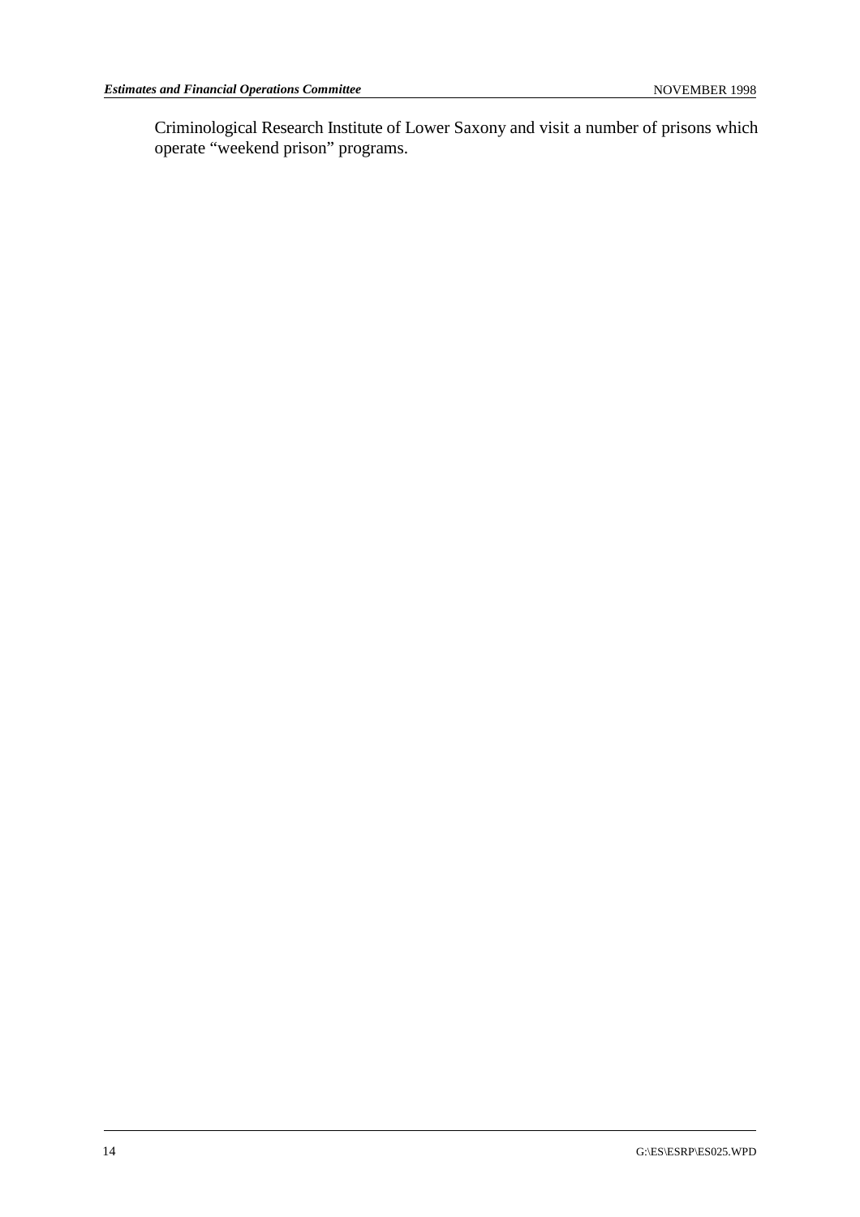Criminological Research Institute of Lower Saxony and visit a number of prisons which operate "weekend prison" programs.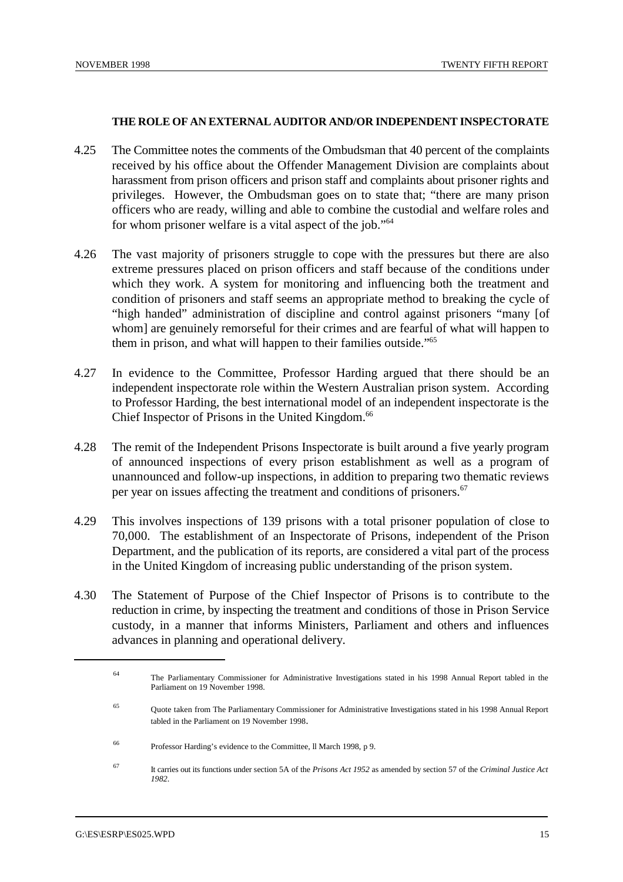### THE ROLE OF AN EXTERNAL AUDITOR AND/OR INDEPENDENT INSPECTORATE

4.25 The Committee notes the comments of the Ombudsman that 40 percent of the complaints received by his office about the Offender Management Division are complaints about harassment from prison officers and prison staff and complaints about prisoner rights and privileges. However, the Ombudsman goes on to state that; "there are many prison officers who are ready, willing and able to combine the custodial and welfare roles and for whom prisoner welfare is a vital aspect of the job."[64]

4.26 The vast majority of prisoners struggle to cope with the pressures but there are also extreme pressures placed on prison officers and staff because of the conditions under which they work. A system for monitoring and influencing both the treatment and condition of prisoners and staff seems an appropriate method to breaking the cycle of "high handed" administration of discipline and control against prisoners "many [of whom] are genuinely remorseful for their crimes and are fearful of what will happen to them in prison, and what will happen to their families outside."[65]

4.27 In evidence to the Committee, Professor Harding argued that there should be an independent inspectorate role within the Western Australian prison system. According to Professor Harding, the best international model of an independent inspectorate is the Chief Inspector of Prisons in the United Kingdom.[66]

4.28 The remit of the Independent Prisons Inspectorate is built around a five yearly program of announced inspections of every prison establishment as well as a program of unannounced and follow-up inspections, in addition to preparing two thematic reviews per year on issues affecting the treatment and conditions of prisoners.[67]

4.29 This involves inspections of 139 prisons with a total prisoner population of close to 70,000. The establishment of an Inspectorate of Prisons, independent of the Prison Department, and the publication of its reports, are considered a vital part of the process in the United Kingdom of increasing public understanding of the prison system.

4.30 The Statement of Purpose of the Chief Inspector of Prisons is to contribute to the reduction in crime, by inspecting the treatment and conditions of those in Prison Service custody, in a manner that informs Ministers, Parliament and others and influences advances in planning and operational delivery.

---

[64] The Parliamentary Commissioner for Administrative Investigations stated in his 1998 Annual Report tabled in the Parliament on 19 November 1998.

[65] Quote taken from The Parliamentary Commissioner for Administrative Investigations stated in his 1998 Annual Report tabled in the Parliament on 19 November 1998.

[66] Professor Harding's evidence to the Committee, ll March 1998, p 9.

[67] It carries out its functions under section 5A of the *Prisons Act 1952* as amended by section 57 of the *Criminal Justice Act 1982*.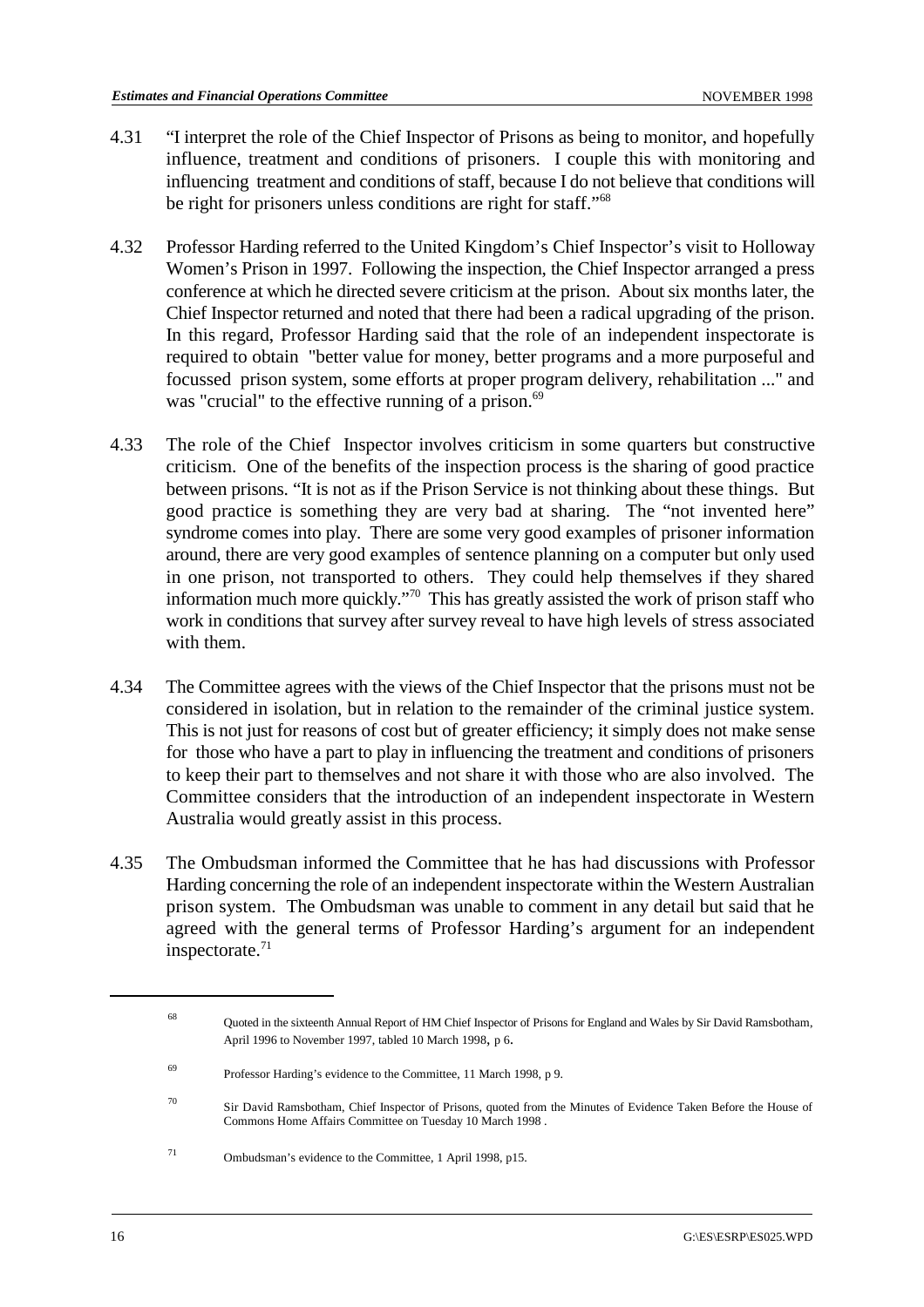4.31 "I interpret the role of the Chief Inspector of Prisons as being to monitor, and hopefully influence, treatment and conditions of prisoners. I couple this with monitoring and influencing treatment and conditions of staff, because I do not believe that conditions will be right for prisoners unless conditions are right for staff."[68]

4.32 Professor Harding referred to the United Kingdom's Chief Inspector's visit to Holloway Women's Prison in 1997. Following the inspection, the Chief Inspector arranged a press conference at which he directed severe criticism at the prison. About six months later, the Chief Inspector returned and noted that there had been a radical upgrading of the prison. In this regard, Professor Harding said that the role of an independent inspectorate is required to obtain "better value for money, better programs and a more purposeful and focussed prison system, some efforts at proper program delivery, rehabilitation ..." and was "crucial" to the effective running of a prison.[69]

4.33 The role of the Chief Inspector involves criticism in some quarters but constructive criticism. One of the benefits of the inspection process is the sharing of good practice between prisons. "It is not as if the Prison Service is not thinking about these things. But good practice is something they are very bad at sharing. The "not invented here" syndrome comes into play. There are some very good examples of prisoner information around, there are very good examples of sentence planning on a computer but only used in one prison, not transported to others. They could help themselves if they shared information much more quickly."[70] This has greatly assisted the work of prison staff who work in conditions that survey after survey reveal to have high levels of stress associated with them.

4.34 The Committee agrees with the views of the Chief Inspector that the prisons must not be considered in isolation, but in relation to the remainder of the criminal justice system. This is not just for reasons of cost but of greater efficiency; it simply does not make sense for those who have a part to play in influencing the treatment and conditions of prisoners to keep their part to themselves and not share it with those who are also involved. The Committee considers that the introduction of an independent inspectorate in Western Australia would greatly assist in this process.

4.35 The Ombudsman informed the Committee that he has had discussions with Professor Harding concerning the role of an independent inspectorate within the Western Australian prison system. The Ombudsman was unable to comment in any detail but said that he agreed with the general terms of Professor Harding's argument for an independent inspectorate.[71]

---

[68] Quoted in the sixteenth Annual Report of HM Chief Inspector of Prisons for England and Wales by Sir David Ramsbotham, April 1996 to November 1997, tabled 10 March 1998, p 6.

[69] Professor Harding's evidence to the Committee, 11 March 1998, p 9.

[70] Sir David Ramsbotham, Chief Inspector of Prisons, quoted from the Minutes of Evidence Taken Before the House of Commons Home Affairs Committee on Tuesday 10 March 1998 .

[71] Ombudsman's evidence to the Committee, 1 April 1998, p15.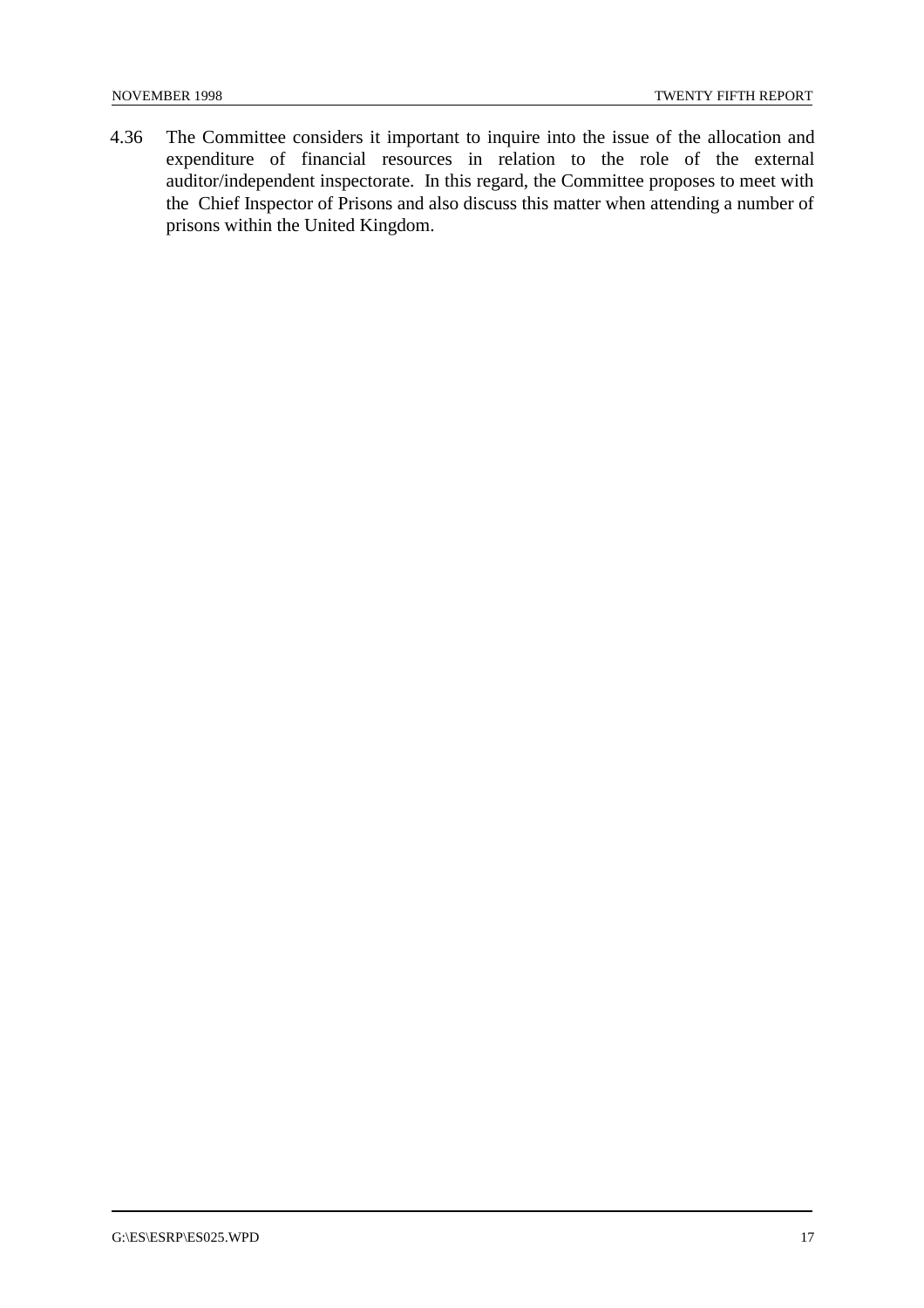4.36 The Committee considers it important to inquire into the issue of the allocation and expenditure of financial resources in relation to the role of the external auditor/independent inspectorate. In this regard, the Committee proposes to meet with the Chief Inspector of Prisons and also discuss this matter when attending a number of prisons within the United Kingdom.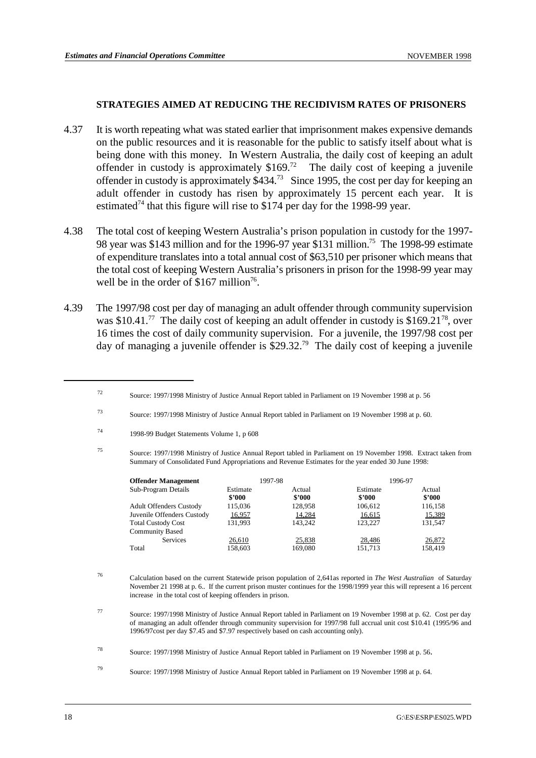### STRATEGIES AIMED AT REDUCING THE RECIDIVISM RATES OF PRISONERS

4.37 It is worth repeating what was stated earlier that imprisonment makes expensive demands on the public resources and it is reasonable for the public to satisfy itself about what is being done with this money. In Western Australia, the daily cost of keeping an adult offender in custody is approximately $169.[72] The daily cost of keeping a juvenile offender in custody is approximately $434.[73] Since 1995, the cost per day for keeping an adult offender in custody has risen by approximately 15 percent each year. It is estimated[74] that this figure will rise to $174 per day for the 1998-99 year.

4.38 The total cost of keeping Western Australia's prison population in custody for the 1997-98 year was $143 million and for the 1996-97 year $131 million.[75] The 1998-99 estimate of expenditure translates into a total annual cost of $63,510 per prisoner which means that the total cost of keeping Western Australia's prisoners in prison for the 1998-99 year may well be in the order of $167 million[76].

4.39 The 1997/98 cost per day of managing an adult offender through community supervision was $10.41.[77] The daily cost of keeping an adult offender in custody is $169.21[78], over 16 times the cost of daily community supervision. For a juvenile, the 1997/98 cost per day of managing a juvenile offender is $29.32.[79] The daily cost of keeping a juvenile

---

[72] Source: 1997/1998 Ministry of Justice Annual Report tabled in Parliament on 19 November 1998 at p. 56

[73] Source: 1997/1998 Ministry of Justice Annual Report tabled in Parliament on 19 November 1998 at p. 60.

[74] 1998-99 Budget Statements Volume 1, p 608

[75] Source: 1997/1998 Ministry of Justice Annual Report tabled in Parliament on 19 November 1998. Extract taken from Summary of Consolidated Fund Appropriations and Revenue Estimates for the year ended 30 June 1998:

| **Offender Management** | 1997-98 | | 1996-97 | |
|---|---|---|---|---|
| Sub-Program Details | Estimate **$'000** | Actual **$'000** | Estimate **$'000** | Actual **$'000** |
| Adult Offenders Custody | 115,036 | 128,958 | 106,612 | 116,158 |
| Juvenile Offenders Custody | 16,957 | 14,284 | 16,615 | 15,389 |
| Total Custody Cost | 131,993 | 143,242 | 123,227 | 131,547 |
| Community Based Services | 26,610 | 25,838 | 28,486 | 26,872 |
| Total | 158,603 | 169,080 | 151,713 | 158,419 |

[76] Calculation based on the current Statewide prison population of 2,641as reported in *The West Australian* of Saturday November 21 1998 at p. 6.. If the current prison muster continues for the 1998/1999 year this will represent a 16 percent increase in the total cost of keeping offenders in prison.

[77] Source: 1997/1998 Ministry of Justice Annual Report tabled in Parliament on 19 November 1998 at p. 62. Cost per day of managing an adult offender through community supervision for 1997/98 full accrual unit cost $10.41 (1995/96 and 1996/97cost per day $7.45 and $7.97 respectively based on cash accounting only).

[78] Source: 1997/1998 Ministry of Justice Annual Report tabled in Parliament on 19 November 1998 at p. 56.

[79] Source: 1997/1998 Ministry of Justice Annual Report tabled in Parliament on 19 November 1998 at p. 64.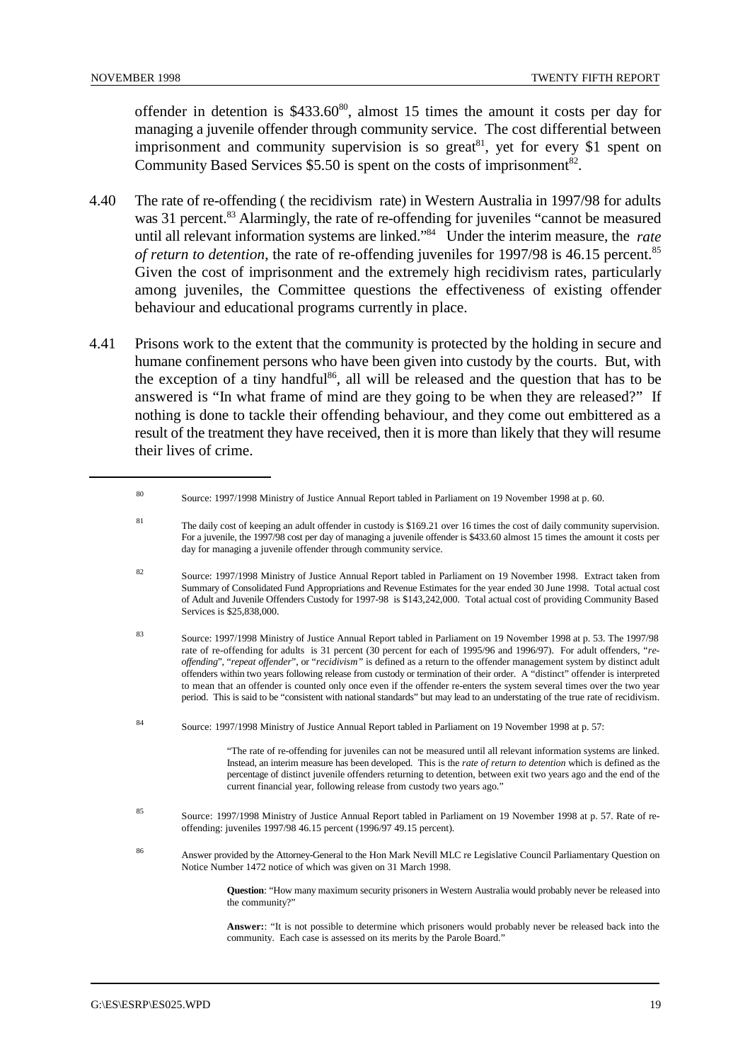offender in detention is $433.60[80], almost 15 times the amount it costs per day for managing a juvenile offender through community service. The cost differential between imprisonment and community supervision is so great[81], yet for every $1 spent on Community Based Services $5.50 is spent on the costs of imprisonment[82].

4.40 The rate of re-offending ( the recidivism rate) in Western Australia in 1997/98 for adults was 31 percent.[83] Alarmingly, the rate of re-offending for juveniles "cannot be measured until all relevant information systems are linked."[84] Under the interim measure, the *rate of return to detention*, the rate of re-offending juveniles for 1997/98 is 46.15 percent.[85] Given the cost of imprisonment and the extremely high recidivism rates, particularly among juveniles, the Committee questions the effectiveness of existing offender behaviour and educational programs currently in place.

4.41 Prisons work to the extent that the community is protected by the holding in secure and humane confinement persons who have been given into custody by the courts. But, with the exception of a tiny handful[86], all will be released and the question that has to be answered is "In what frame of mind are they going to be when they are released?" If nothing is done to tackle their offending behaviour, and they come out embittered as a result of the treatment they have received, then it is more than likely that they will resume their lives of crime.

---

[80] Source: 1997/1998 Ministry of Justice Annual Report tabled in Parliament on 19 November 1998 at p. 60.

[81] The daily cost of keeping an adult offender in custody is $169.21 over 16 times the cost of daily community supervision. For a juvenile, the 1997/98 cost per day of managing a juvenile offender is $433.60 almost 15 times the amount it costs per day for managing a juvenile offender through community service.

[82] Source: 1997/1998 Ministry of Justice Annual Report tabled in Parliament on 19 November 1998. Extract taken from Summary of Consolidated Fund Appropriations and Revenue Estimates for the year ended 30 June 1998. Total actual cost of Adult and Juvenile Offenders Custody for 1997-98 is $143,242,000. Total actual cost of providing Community Based Services is $25,838,000.

[83] Source: 1997/1998 Ministry of Justice Annual Report tabled in Parliament on 19 November 1998 at p. 53. The 1997/98 rate of re-offending for adults is 31 percent (30 percent for each of 1995/96 and 1996/97). For adult offenders, "*re-offending*", "*repeat offender*", or "*recidivism*" is defined as a return to the offender management system by distinct adult offenders within two years following release from custody or termination of their order. A "distinct" offender is interpreted to mean that an offender is counted only once even if the offender re-enters the system several times over the two year period. This is said to be "consistent with national standards" but may lead to an understating of the true rate of recidivism.

[84] Source: 1997/1998 Ministry of Justice Annual Report tabled in Parliament on 19 November 1998 at p. 57:

> "The rate of re-offending for juveniles can not be measured until all relevant information systems are linked. Instead, an interim measure has been developed. This is the *rate of return to detention* which is defined as the percentage of distinct juvenile offenders returning to detention, between exit two years ago and the end of the current financial year, following release from custody two years ago."

[85] Source: 1997/1998 Ministry of Justice Annual Report tabled in Parliament on 19 November 1998 at p. 57. Rate of re-offending: juveniles 1997/98 46.15 percent (1996/97 49.15 percent).

[86] Answer provided by the Attorney-General to the Hon Mark Nevill MLC re Legislative Council Parliamentary Question on Notice Number 1472 notice of which was given on 31 March 1998.

> **Question**: "How many maximum security prisoners in Western Australia would probably never be released into the community?"
>
> **Answer:**: "It is not possible to determine which prisoners would probably never be released back into the community. Each case is assessed on its merits by the Parole Board."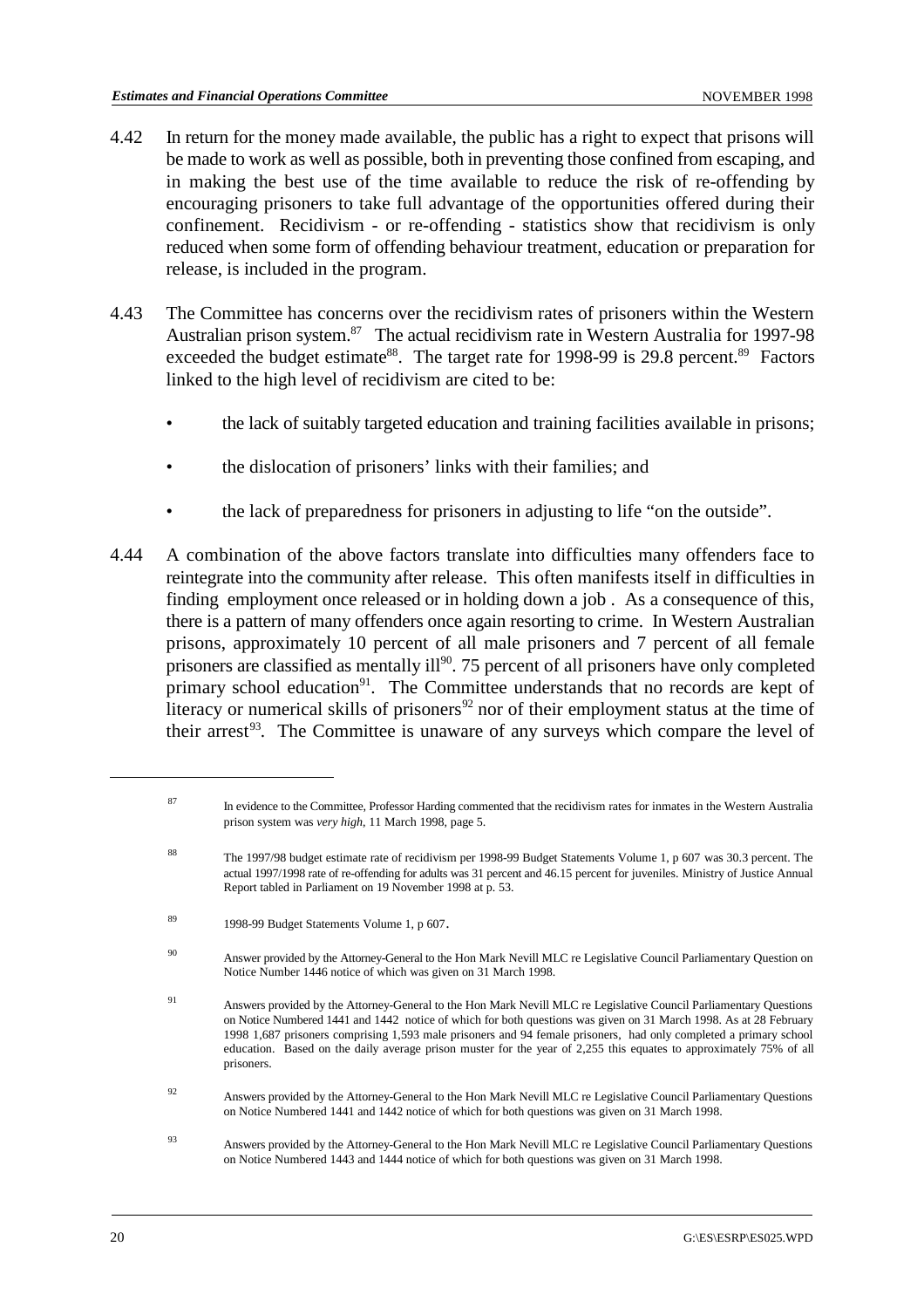4.42 In return for the money made available, the public has a right to expect that prisons will be made to work as well as possible, both in preventing those confined from escaping, and in making the best use of the time available to reduce the risk of re-offending by encouraging prisoners to take full advantage of the opportunities offered during their confinement. Recidivism - or re-offending - statistics show that recidivism is only reduced when some form of offending behaviour treatment, education or preparation for release, is included in the program.

4.43 The Committee has concerns over the recidivism rates of prisoners within the Western Australian prison system.[87] The actual recidivism rate in Western Australia for 1997-98 exceeded the budget estimate[88]. The target rate for 1998-99 is 29.8 percent.[89] Factors linked to the high level of recidivism are cited to be:

- the lack of suitably targeted education and training facilities available in prisons;
- the dislocation of prisoners' links with their families; and
- the lack of preparedness for prisoners in adjusting to life "on the outside".

4.44 A combination of the above factors translate into difficulties many offenders face to reintegrate into the community after release. This often manifests itself in difficulties in finding employment once released or in holding down a job . As a consequence of this, there is a pattern of many offenders once again resorting to crime. In Western Australian prisons, approximately 10 percent of all male prisoners and 7 percent of all female prisoners are classified as mentally ill[90]. 75 percent of all prisoners have only completed primary school education[91]. The Committee understands that no records are kept of literacy or numerical skills of prisoners[92] nor of their employment status at the time of their arrest[93]. The Committee is unaware of any surveys which compare the level of

---

[87] In evidence to the Committee, Professor Harding commented that the recidivism rates for inmates in the Western Australia prison system was *very high*, 11 March 1998, page 5.

[88] The 1997/98 budget estimate rate of recidivism per 1998-99 Budget Statements Volume 1, p 607 was 30.3 percent. The actual 1997/1998 rate of re-offending for adults was 31 percent and 46.15 percent for juveniles. Ministry of Justice Annual Report tabled in Parliament on 19 November 1998 at p. 53.

[89] 1998-99 Budget Statements Volume 1, p 607.

[90] Answer provided by the Attorney-General to the Hon Mark Nevill MLC re Legislative Council Parliamentary Question on Notice Number 1446 notice of which was given on 31 March 1998.

[91] Answers provided by the Attorney-General to the Hon Mark Nevill MLC re Legislative Council Parliamentary Questions on Notice Numbered 1441 and 1442 notice of which for both questions was given on 31 March 1998. As at 28 February 1998 1,687 prisoners comprising 1,593 male prisoners and 94 female prisoners, had only completed a primary school education. Based on the daily average prison muster for the year of 2,255 this equates to approximately 75% of all prisoners.

[92] Answers provided by the Attorney-General to the Hon Mark Nevill MLC re Legislative Council Parliamentary Questions on Notice Numbered 1441 and 1442 notice of which for both questions was given on 31 March 1998.

[93] Answers provided by the Attorney-General to the Hon Mark Nevill MLC re Legislative Council Parliamentary Questions on Notice Numbered 1443 and 1444 notice of which for both questions was given on 31 March 1998.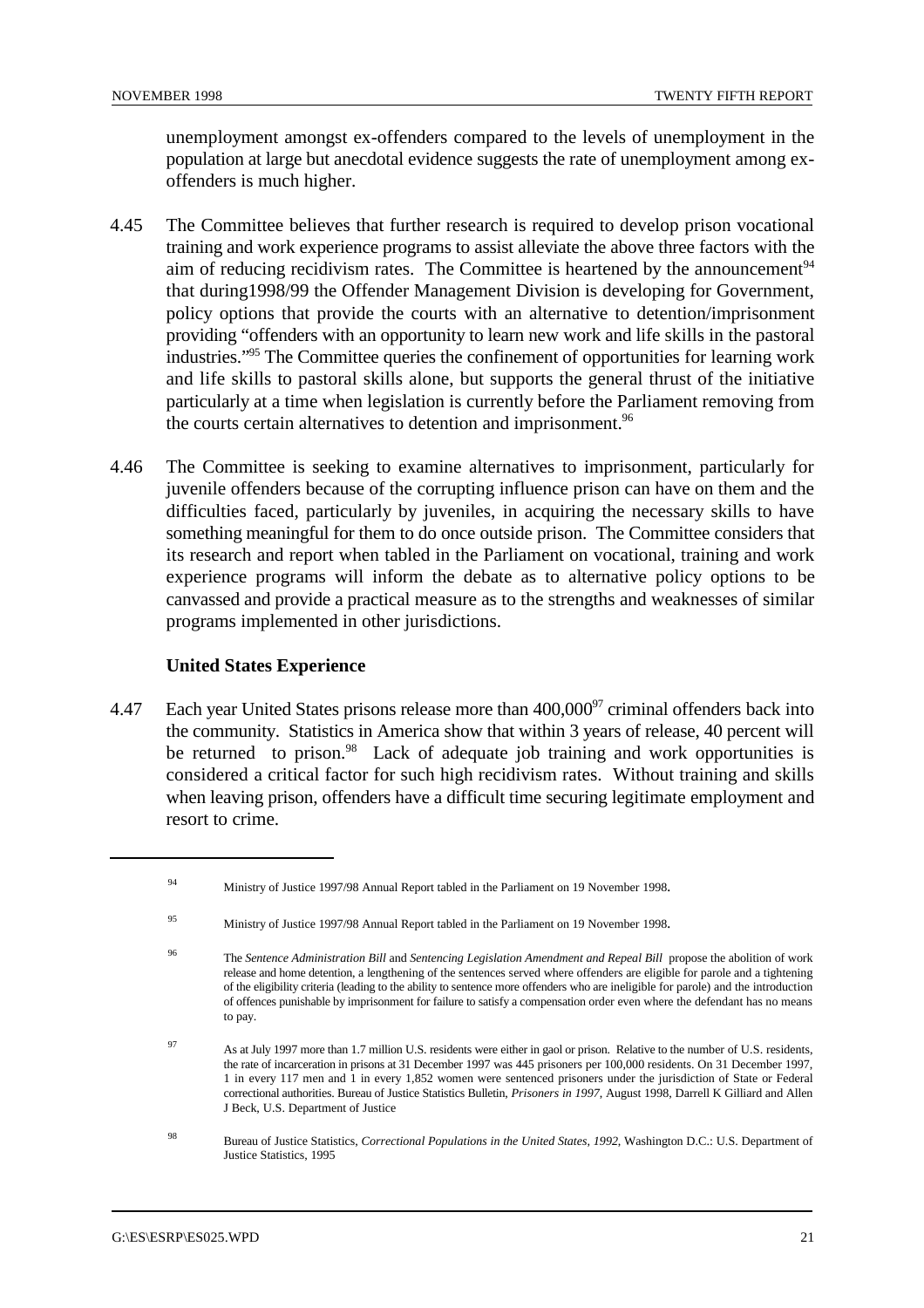unemployment amongst ex-offenders compared to the levels of unemployment in the population at large but anecdotal evidence suggests the rate of unemployment among ex-offenders is much higher.

4.45 The Committee believes that further research is required to develop prison vocational training and work experience programs to assist alleviate the above three factors with the aim of reducing recidivism rates. The Committee is heartened by the announcement[94] that during1998/99 the Offender Management Division is developing for Government, policy options that provide the courts with an alternative to detention/imprisonment providing "offenders with an opportunity to learn new work and life skills in the pastoral industries."[95] The Committee queries the confinement of opportunities for learning work and life skills to pastoral skills alone, but supports the general thrust of the initiative particularly at a time when legislation is currently before the Parliament removing from the courts certain alternatives to detention and imprisonment.[96]

4.46 The Committee is seeking to examine alternatives to imprisonment, particularly for juvenile offenders because of the corrupting influence prison can have on them and the difficulties faced, particularly by juveniles, in acquiring the necessary skills to have something meaningful for them to do once outside prison. The Committee considers that its research and report when tabled in the Parliament on vocational, training and work experience programs will inform the debate as to alternative policy options to be canvassed and provide a practical measure as to the strengths and weaknesses of similar programs implemented in other jurisdictions.

**United States Experience**

4.47 Each year United States prisons release more than 400,000[97] criminal offenders back into the community. Statistics in America show that within 3 years of release, 40 percent will be returned to prison.[98] Lack of adequate job training and work opportunities is considered a critical factor for such high recidivism rates. Without training and skills when leaving prison, offenders have a difficult time securing legitimate employment and resort to crime.

---

[94] Ministry of Justice 1997/98 Annual Report tabled in the Parliament on 19 November 1998.

[95] Ministry of Justice 1997/98 Annual Report tabled in the Parliament on 19 November 1998.

[96] The *Sentence Administration Bill* and *Sentencing Legislation Amendment and Repeal Bill* propose the abolition of work release and home detention, a lengthening of the sentences served where offenders are eligible for parole and a tightening of the eligibility criteria (leading to the ability to sentence more offenders who are ineligible for parole) and the introduction of offences punishable by imprisonment for failure to satisfy a compensation order even where the defendant has no means to pay.

[97] As at July 1997 more than 1.7 million U.S. residents were either in gaol or prison. Relative to the number of U.S. residents, the rate of incarceration in prisons at 31 December 1997 was 445 prisoners per 100,000 residents. On 31 December 1997, 1 in every 117 men and 1 in every 1,852 women were sentenced prisoners under the jurisdiction of State or Federal correctional authorities. Bureau of Justice Statistics Bulletin, *Prisoners in 1997*, August 1998, Darrell K Gilliard and Allen J Beck, U.S. Department of Justice

[98] Bureau of Justice Statistics, *Correctional Populations in the United States, 1992*, Washington D.C.: U.S. Department of Justice Statistics, 1995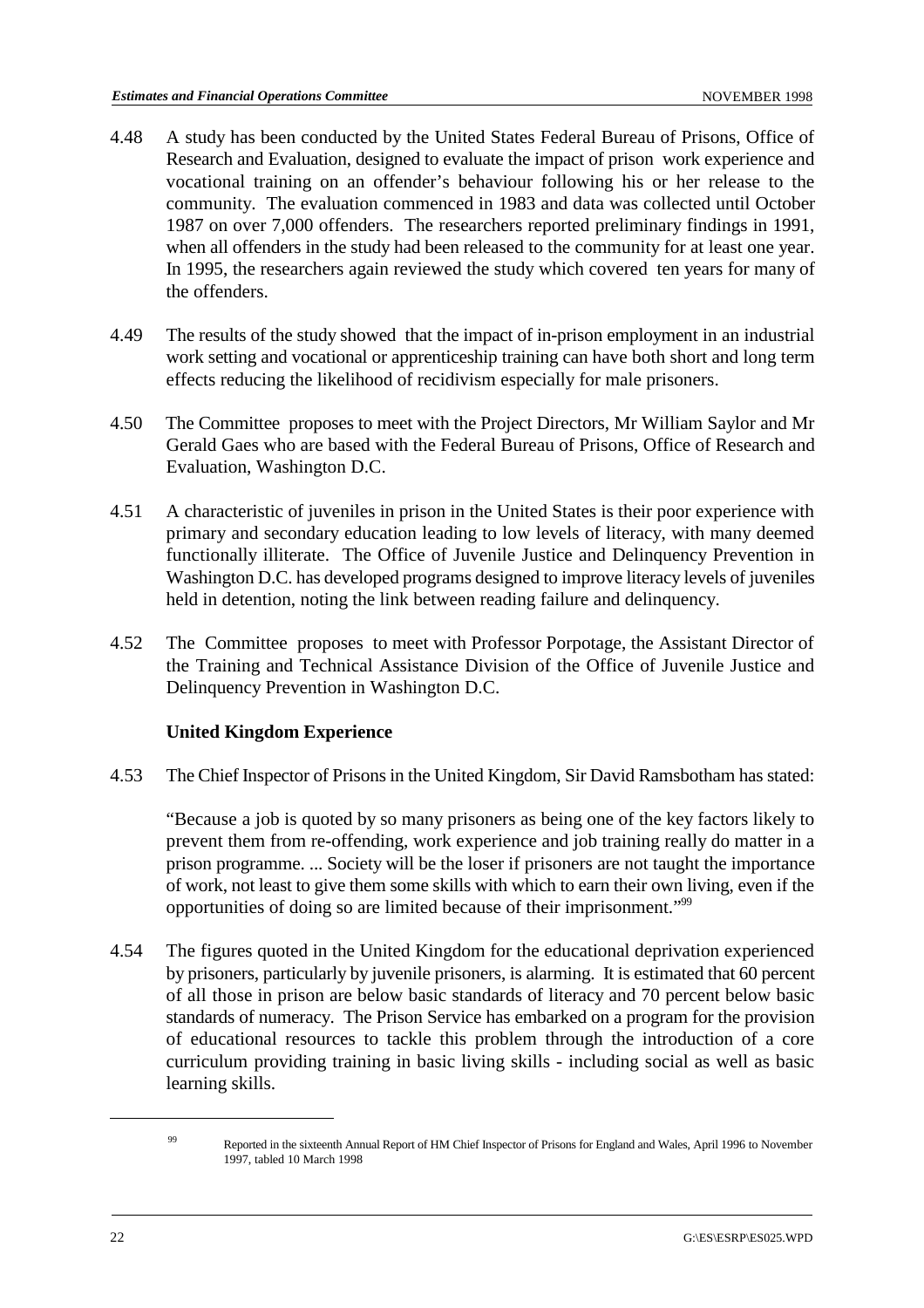4.48 A study has been conducted by the United States Federal Bureau of Prisons, Office of Research and Evaluation, designed to evaluate the impact of prison work experience and vocational training on an offender's behaviour following his or her release to the community. The evaluation commenced in 1983 and data was collected until October 1987 on over 7,000 offenders. The researchers reported preliminary findings in 1991, when all offenders in the study had been released to the community for at least one year. In 1995, the researchers again reviewed the study which covered ten years for many of the offenders.

4.49 The results of the study showed that the impact of in-prison employment in an industrial work setting and vocational or apprenticeship training can have both short and long term effects reducing the likelihood of recidivism especially for male prisoners.

4.50 The Committee proposes to meet with the Project Directors, Mr William Saylor and Mr Gerald Gaes who are based with the Federal Bureau of Prisons, Office of Research and Evaluation, Washington D.C.

4.51 A characteristic of juveniles in prison in the United States is their poor experience with primary and secondary education leading to low levels of literacy, with many deemed functionally illiterate. The Office of Juvenile Justice and Delinquency Prevention in Washington D.C. has developed programs designed to improve literacy levels of juveniles held in detention, noting the link between reading failure and delinquency.

4.52 The Committee proposes to meet with Professor Porpotage, the Assistant Director of the Training and Technical Assistance Division of the Office of Juvenile Justice and Delinquency Prevention in Washington D.C.

### United Kingdom Experience

4.53 The Chief Inspector of Prisons in the United Kingdom, Sir David Ramsbotham has stated:

"Because a job is quoted by so many prisoners as being one of the key factors likely to prevent them from re-offending, work experience and job training really do matter in a prison programme. ... Society will be the loser if prisoners are not taught the importance of work, not least to give them some skills with which to earn their own living, even if the opportunities of doing so are limited because of their imprisonment."[99]

4.54 The figures quoted in the United Kingdom for the educational deprivation experienced by prisoners, particularly by juvenile prisoners, is alarming. It is estimated that 60 percent of all those in prison are below basic standards of literacy and 70 percent below basic standards of numeracy. The Prison Service has embarked on a program for the provision of educational resources to tackle this problem through the introduction of a core curriculum providing training in basic living skills - including social as well as basic learning skills.

---

[99] Reported in the sixteenth Annual Report of HM Chief Inspector of Prisons for England and Wales, April 1996 to November 1997, tabled 10 March 1998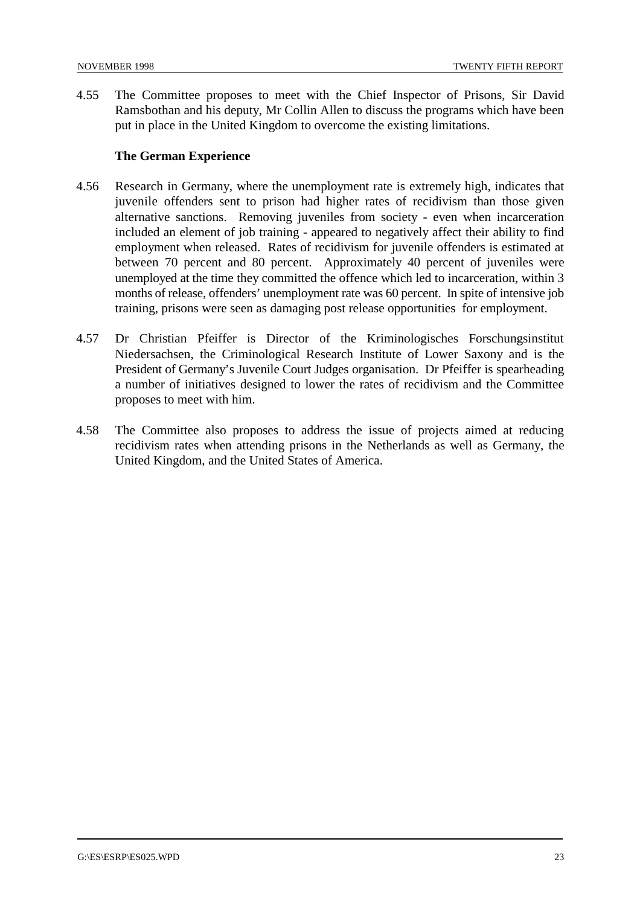4.55 The Committee proposes to meet with the Chief Inspector of Prisons, Sir David Ramsbothan and his deputy, Mr Collin Allen to discuss the programs which have been put in place in the United Kingdom to overcome the existing limitations.

**The German Experience**

4.56 Research in Germany, where the unemployment rate is extremely high, indicates that juvenile offenders sent to prison had higher rates of recidivism than those given alternative sanctions. Removing juveniles from society - even when incarceration included an element of job training - appeared to negatively affect their ability to find employment when released. Rates of recidivism for juvenile offenders is estimated at between 70 percent and 80 percent. Approximately 40 percent of juveniles were unemployed at the time they committed the offence which led to incarceration, within 3 months of release, offenders' unemployment rate was 60 percent. In spite of intensive job training, prisons were seen as damaging post release opportunities for employment.

4.57 Dr Christian Pfeiffer is Director of the Kriminologisches Forschungsinstitut Niedersachsen, the Criminological Research Institute of Lower Saxony and is the President of Germany's Juvenile Court Judges organisation. Dr Pfeiffer is spearheading a number of initiatives designed to lower the rates of recidivism and the Committee proposes to meet with him.

4.58 The Committee also proposes to address the issue of projects aimed at reducing recidivism rates when attending prisons in the Netherlands as well as Germany, the United Kingdom, and the United States of America.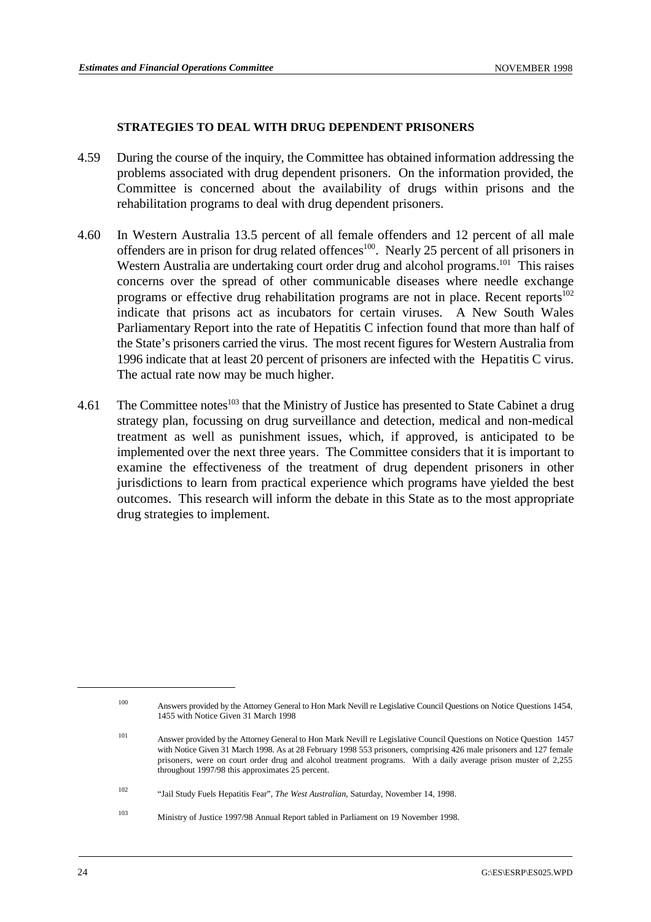### STRATEGIES TO DEAL WITH DRUG DEPENDENT PRISONERS

4.59 During the course of the inquiry, the Committee has obtained information addressing the problems associated with drug dependent prisoners. On the information provided, the Committee is concerned about the availability of drugs within prisons and the rehabilitation programs to deal with drug dependent prisoners.

4.60 In Western Australia 13.5 percent of all female offenders and 12 percent of all male offenders are in prison for drug related offences[100]. Nearly 25 percent of all prisoners in Western Australia are undertaking court order drug and alcohol programs.[101] This raises concerns over the spread of other communicable diseases where needle exchange programs or effective drug rehabilitation programs are not in place. Recent reports[102] indicate that prisons act as incubators for certain viruses. A New South Wales Parliamentary Report into the rate of Hepatitis C infection found that more than half of the State's prisoners carried the virus. The most recent figures for Western Australia from 1996 indicate that at least 20 percent of prisoners are infected with the Hepatitis C virus. The actual rate now may be much higher.

4.61 The Committee notes[103] that the Ministry of Justice has presented to State Cabinet a drug strategy plan, focussing on drug surveillance and detection, medical and non-medical treatment as well as punishment issues, which, if approved, is anticipated to be implemented over the next three years. The Committee considers that it is important to examine the effectiveness of the treatment of drug dependent prisoners in other jurisdictions to learn from practical experience which programs have yielded the best outcomes. This research will inform the debate in this State as to the most appropriate drug strategies to implement.

---

[100] Answers provided by the Attorney General to Hon Mark Nevill re Legislative Council Questions on Notice Questions 1454, 1455 with Notice Given 31 March 1998

[101] Answer provided by the Attorney General to Hon Mark Nevill re Legislative Council Questions on Notice Question 1457 with Notice Given 31 March 1998. As at 28 February 1998 553 prisoners, comprising 426 male prisoners and 127 female prisoners, were on court order drug and alcohol treatment programs. With a daily average prison muster of 2,255 throughout 1997/98 this approximates 25 percent.

[102] "Jail Study Fuels Hepatitis Fear", *The West Australian*, Saturday, November 14, 1998.

[103] Ministry of Justice 1997/98 Annual Report tabled in Parliament on 19 November 1998.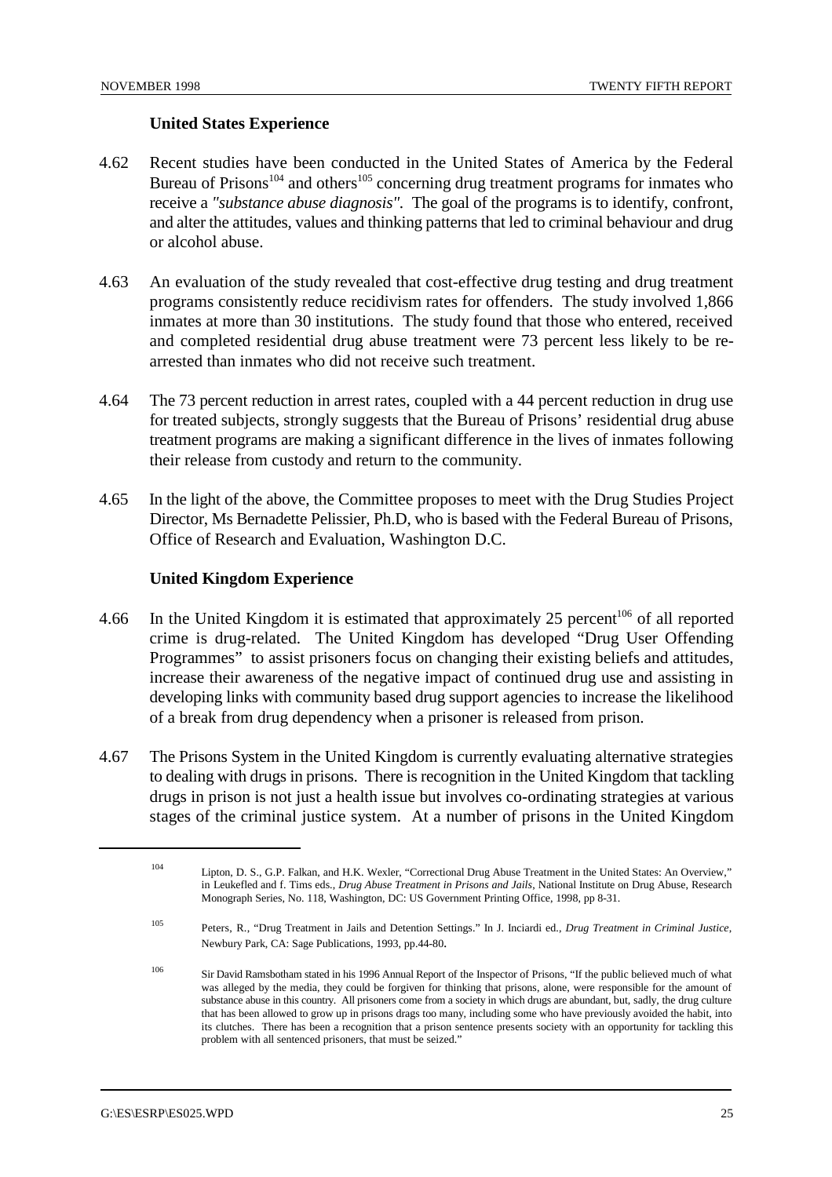### United States Experience

4.62 Recent studies have been conducted in the United States of America by the Federal Bureau of Prisons[104] and others[105] concerning drug treatment programs for inmates who receive a *"substance abuse diagnosis"*. The goal of the programs is to identify, confront, and alter the attitudes, values and thinking patterns that led to criminal behaviour and drug or alcohol abuse.

4.63 An evaluation of the study revealed that cost-effective drug testing and drug treatment programs consistently reduce recidivism rates for offenders. The study involved 1,866 inmates at more than 30 institutions. The study found that those who entered, received and completed residential drug abuse treatment were 73 percent less likely to be re-arrested than inmates who did not receive such treatment.

4.64 The 73 percent reduction in arrest rates, coupled with a 44 percent reduction in drug use for treated subjects, strongly suggests that the Bureau of Prisons' residential drug abuse treatment programs are making a significant difference in the lives of inmates following their release from custody and return to the community.

4.65 In the light of the above, the Committee proposes to meet with the Drug Studies Project Director, Ms Bernadette Pelissier, Ph.D, who is based with the Federal Bureau of Prisons, Office of Research and Evaluation, Washington D.C.

### United Kingdom Experience

4.66 In the United Kingdom it is estimated that approximately 25 percent[106] of all reported crime is drug-related. The United Kingdom has developed "Drug User Offending Programmes" to assist prisoners focus on changing their existing beliefs and attitudes, increase their awareness of the negative impact of continued drug use and assisting in developing links with community based drug support agencies to increase the likelihood of a break from drug dependency when a prisoner is released from prison.

4.67 The Prisons System in the United Kingdom is currently evaluating alternative strategies to dealing with drugs in prisons. There is recognition in the United Kingdom that tackling drugs in prison is not just a health issue but involves co-ordinating strategies at various stages of the criminal justice system. At a number of prisons in the United Kingdom

---

[104] Lipton, D. S., G.P. Falkan, and H.K. Wexler, "Correctional Drug Abuse Treatment in the United States: An Overview," in Leukefled and f. Tims eds., *Drug Abuse Treatment in Prisons and Jails*, National Institute on Drug Abuse, Research Monograph Series, No. 118, Washington, DC: US Government Printing Office, 1998, pp 8-31.

[105] Peters, R., "Drug Treatment in Jails and Detention Settings." In J. Inciardi ed., *Drug Treatment in Criminal Justice*, Newbury Park, CA: Sage Publications, 1993, pp.44-80.

[106] Sir David Ramsbotham stated in his 1996 Annual Report of the Inspector of Prisons, "If the public believed much of what was alleged by the media, they could be forgiven for thinking that prisons, alone, were responsible for the amount of substance abuse in this country. All prisoners come from a society in which drugs are abundant, but, sadly, the drug culture that has been allowed to grow up in prisons drags too many, including some who have previously avoided the habit, into its clutches. There has been a recognition that a prison sentence presents society with an opportunity for tackling this problem with all sentenced prisoners, that must be seized."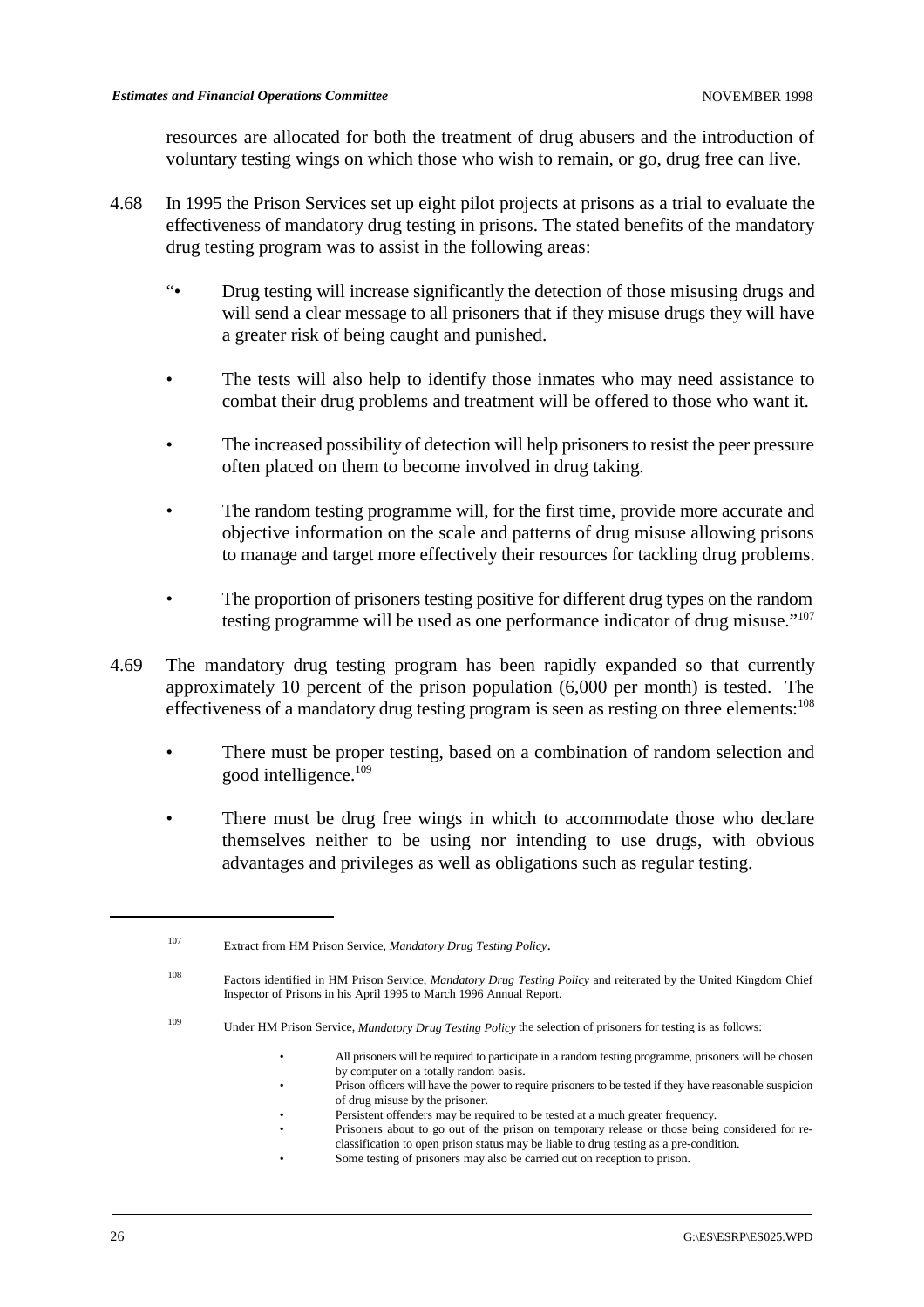resources are allocated for both the treatment of drug abusers and the introduction of voluntary testing wings on which those who wish to remain, or go, drug free can live.

4.68 In 1995 the Prison Services set up eight pilot projects at prisons as a trial to evaluate the effectiveness of mandatory drug testing in prisons. The stated benefits of the mandatory drug testing program was to assist in the following areas:

- "Drug testing will increase significantly the detection of those misusing drugs and will send a clear message to all prisoners that if they misuse drugs they will have a greater risk of being caught and punished.
- The tests will also help to identify those inmates who may need assistance to combat their drug problems and treatment will be offered to those who want it.
- The increased possibility of detection will help prisoners to resist the peer pressure often placed on them to become involved in drug taking.
- The random testing programme will, for the first time, provide more accurate and objective information on the scale and patterns of drug misuse allowing prisons to manage and target more effectively their resources for tackling drug problems.
- The proportion of prisoners testing positive for different drug types on the random testing programme will be used as one performance indicator of drug misuse."[107]

4.69 The mandatory drug testing program has been rapidly expanded so that currently approximately 10 percent of the prison population (6,000 per month) is tested. The effectiveness of a mandatory drug testing program is seen as resting on three elements:[108]

- There must be proper testing, based on a combination of random selection and good intelligence.[109]
- There must be drug free wings in which to accommodate those who declare themselves neither to be using nor intending to use drugs, with obvious advantages and privileges as well as obligations such as regular testing.

---

[107] Extract from HM Prison Service, *Mandatory Drug Testing Policy*.

[108] Factors identified in HM Prison Service, *Mandatory Drug Testing Policy* and reiterated by the United Kingdom Chief Inspector of Prisons in his April 1995 to March 1996 Annual Report.

[109] Under HM Prison Service, *Mandatory Drug Testing Policy* the selection of prisoners for testing is as follows:

- All prisoners will be required to participate in a random testing programme, prisoners will be chosen by computer on a totally random basis.
- Prison officers will have the power to require prisoners to be tested if they have reasonable suspicion of drug misuse by the prisoner.
- Persistent offenders may be required to be tested at a much greater frequency.
- Prisoners about to go out of the prison on temporary release or those being considered for re-classification to open prison status may be liable to drug testing as a pre-condition.
- Some testing of prisoners may also be carried out on reception to prison.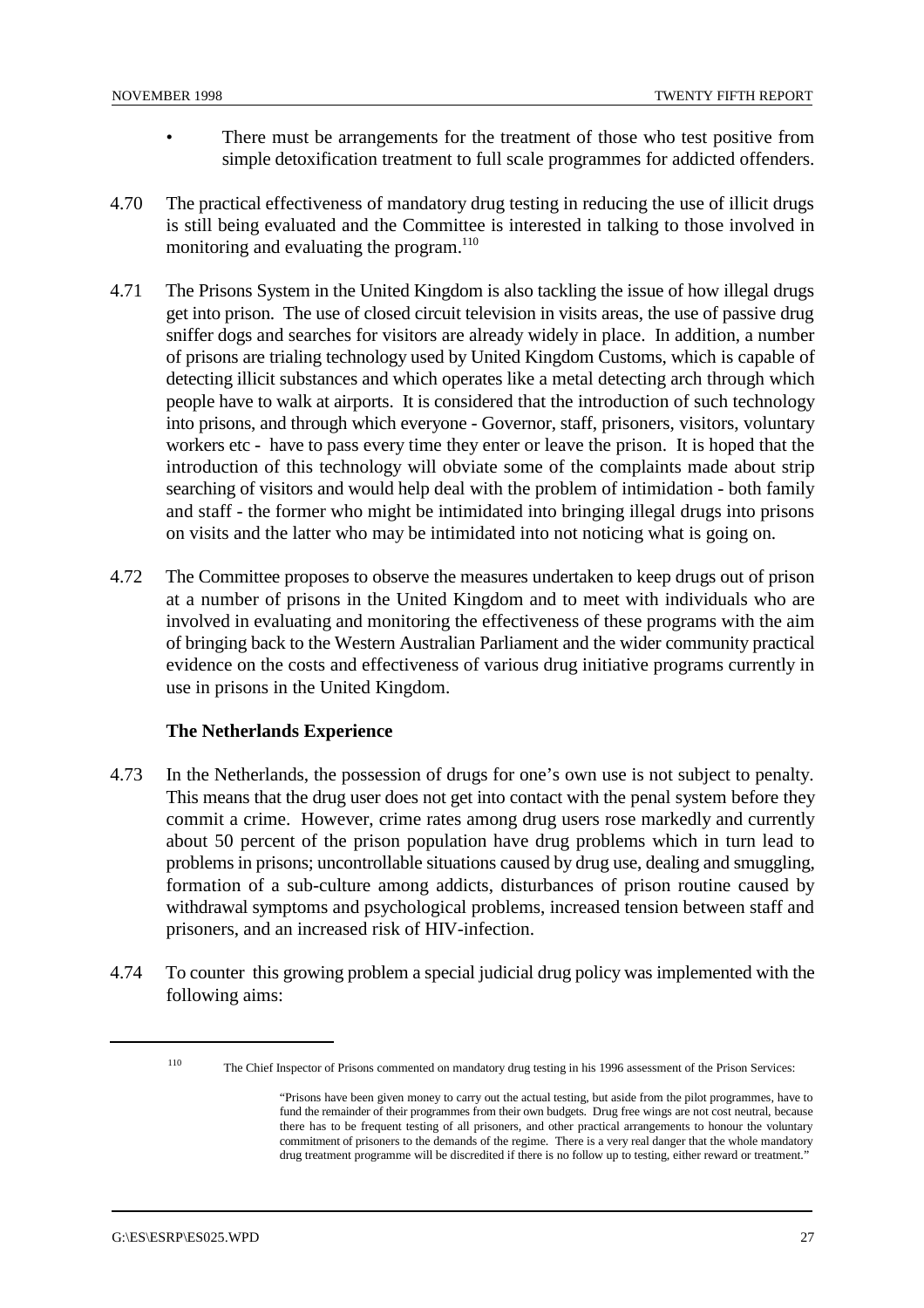- There must be arrangements for the treatment of those who test positive from simple detoxification treatment to full scale programmes for addicted offenders.

4.70 The practical effectiveness of mandatory drug testing in reducing the use of illicit drugs is still being evaluated and the Committee is interested in talking to those involved in monitoring and evaluating the program.[110]

4.71 The Prisons System in the United Kingdom is also tackling the issue of how illegal drugs get into prison. The use of closed circuit television in visits areas, the use of passive drug sniffer dogs and searches for visitors are already widely in place. In addition, a number of prisons are trialing technology used by United Kingdom Customs, which is capable of detecting illicit substances and which operates like a metal detecting arch through which people have to walk at airports. It is considered that the introduction of such technology into prisons, and through which everyone - Governor, staff, prisoners, visitors, voluntary workers etc - have to pass every time they enter or leave the prison. It is hoped that the introduction of this technology will obviate some of the complaints made about strip searching of visitors and would help deal with the problem of intimidation - both family and staff - the former who might be intimidated into bringing illegal drugs into prisons on visits and the latter who may be intimidated into not noticing what is going on.

4.72 The Committee proposes to observe the measures undertaken to keep drugs out of prison at a number of prisons in the United Kingdom and to meet with individuals who are involved in evaluating and monitoring the effectiveness of these programs with the aim of bringing back to the Western Australian Parliament and the wider community practical evidence on the costs and effectiveness of various drug initiative programs currently in use in prisons in the United Kingdom.

### The Netherlands Experience

4.73 In the Netherlands, the possession of drugs for one's own use is not subject to penalty. This means that the drug user does not get into contact with the penal system before they commit a crime. However, crime rates among drug users rose markedly and currently about 50 percent of the prison population have drug problems which in turn lead to problems in prisons; uncontrollable situations caused by drug use, dealing and smuggling, formation of a sub-culture among addicts, disturbances of prison routine caused by withdrawal symptoms and psychological problems, increased tension between staff and prisoners, and an increased risk of HIV-infection.

4.74 To counter this growing problem a special judicial drug policy was implemented with the following aims:

---

[110] The Chief Inspector of Prisons commented on mandatory drug testing in his 1996 assessment of the Prison Services:

> "Prisons have been given money to carry out the actual testing, but aside from the pilot programmes, have to fund the remainder of their programmes from their own budgets. Drug free wings are not cost neutral, because there has to be frequent testing of all prisoners, and other practical arrangements to honour the voluntary commitment of prisoners to the demands of the regime. There is a very real danger that the whole mandatory drug treatment programme will be discredited if there is no follow up to testing, either reward or treatment."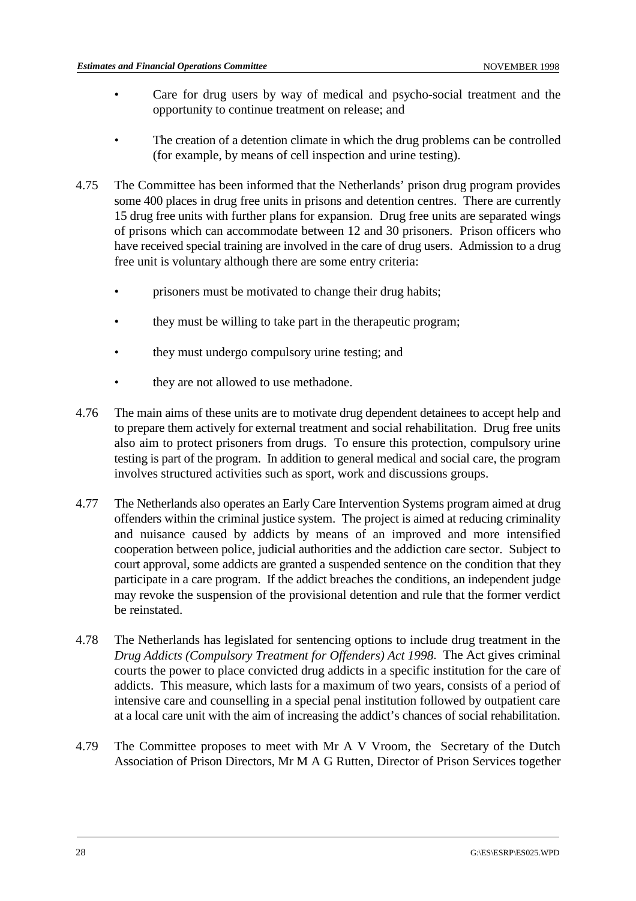- Care for drug users by way of medical and psycho-social treatment and the opportunity to continue treatment on release; and
- The creation of a detention climate in which the drug problems can be controlled (for example, by means of cell inspection and urine testing).

4.75 The Committee has been informed that the Netherlands' prison drug program provides some 400 places in drug free units in prisons and detention centres. There are currently 15 drug free units with further plans for expansion. Drug free units are separated wings of prisons which can accommodate between 12 and 30 prisoners. Prison officers who have received special training are involved in the care of drug users. Admission to a drug free unit is voluntary although there are some entry criteria:

- prisoners must be motivated to change their drug habits;
- they must be willing to take part in the therapeutic program;
- they must undergo compulsory urine testing; and
- they are not allowed to use methadone.

4.76 The main aims of these units are to motivate drug dependent detainees to accept help and to prepare them actively for external treatment and social rehabilitation. Drug free units also aim to protect prisoners from drugs. To ensure this protection, compulsory urine testing is part of the program. In addition to general medical and social care, the program involves structured activities such as sport, work and discussions groups.

4.77 The Netherlands also operates an Early Care Intervention Systems program aimed at drug offenders within the criminal justice system. The project is aimed at reducing criminality and nuisance caused by addicts by means of an improved and more intensified cooperation between police, judicial authorities and the addiction care sector. Subject to court approval, some addicts are granted a suspended sentence on the condition that they participate in a care program. If the addict breaches the conditions, an independent judge may revoke the suspension of the provisional detention and rule that the former verdict be reinstated.

4.78 The Netherlands has legislated for sentencing options to include drug treatment in the *Drug Addicts (Compulsory Treatment for Offenders) Act 1998*. The Act gives criminal courts the power to place convicted drug addicts in a specific institution for the care of addicts. This measure, which lasts for a maximum of two years, consists of a period of intensive care and counselling in a special penal institution followed by outpatient care at a local care unit with the aim of increasing the addict's chances of social rehabilitation.

4.79 The Committee proposes to meet with Mr A V Vroom, the Secretary of the Dutch Association of Prison Directors, Mr M A G Rutten, Director of Prison Services together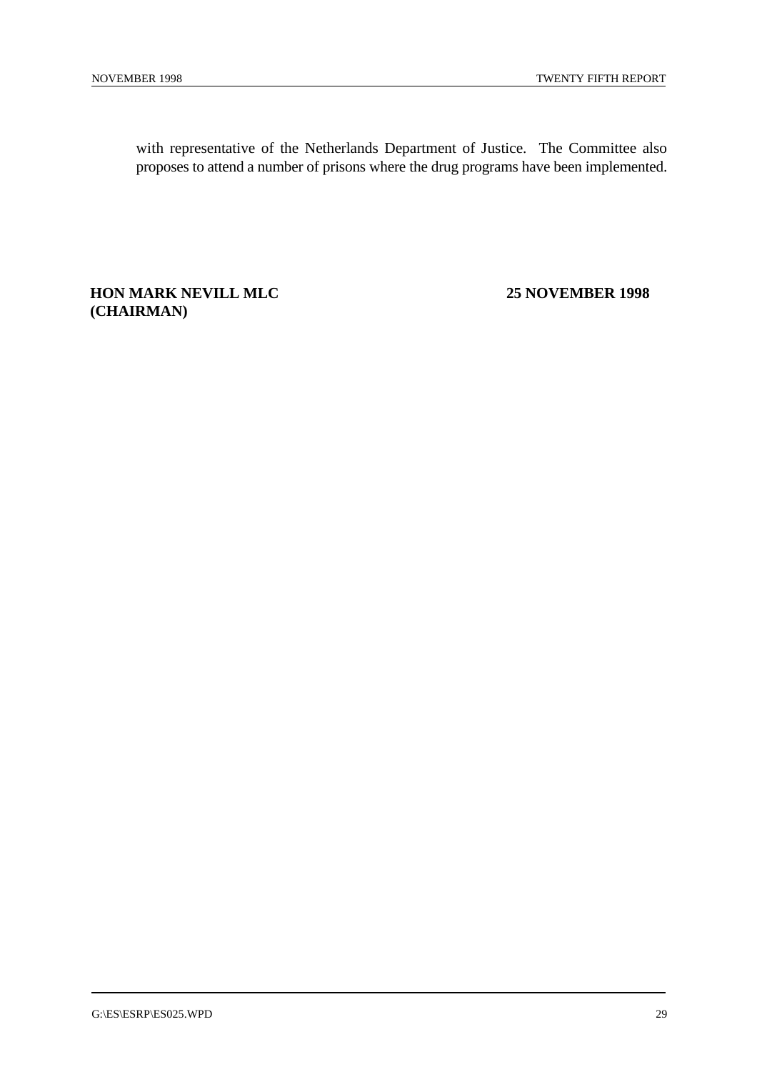with representative of the Netherlands Department of Justice. The Committee also proposes to attend a number of prisons where the drug programs have been implemented.

**HON MARK NEVILL MLC** **25 NOVEMBER 1998**
**(CHAIRMAN)**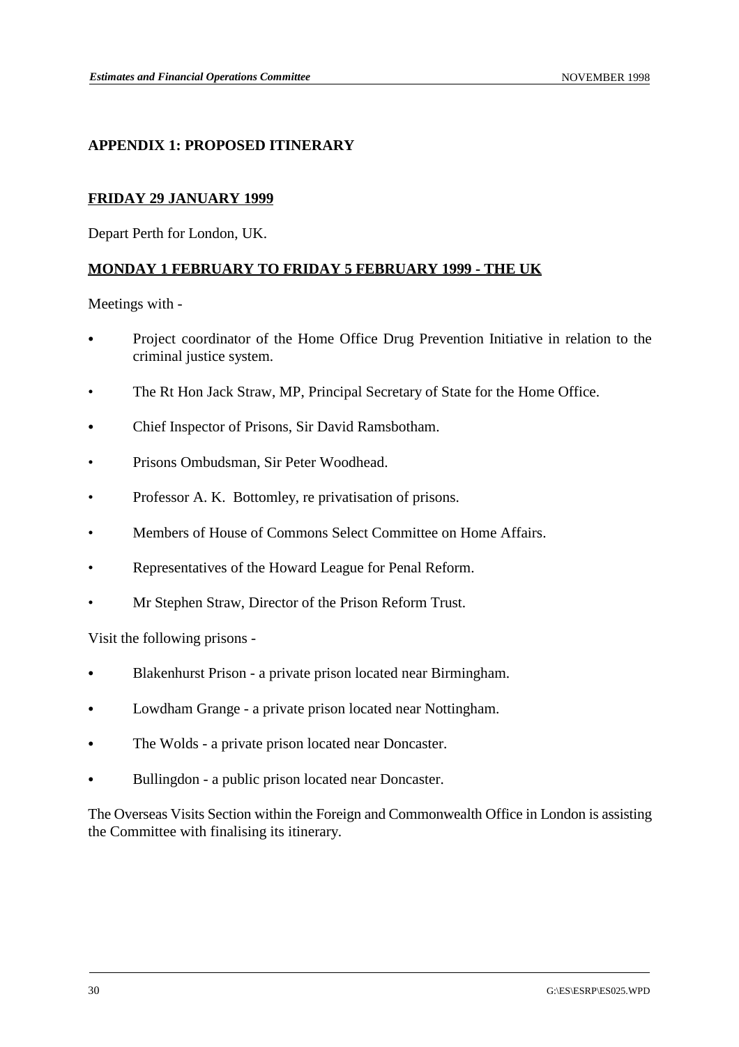## APPENDIX 1: PROPOSED ITINERARY

**FRIDAY 29 JANUARY 1999**

Depart Perth for London, UK.

**MONDAY 1 FEBRUARY TO FRIDAY 5 FEBRUARY 1999 - THE UK**

Meetings with -

- Project coordinator of the Home Office Drug Prevention Initiative in relation to the criminal justice system.
- The Rt Hon Jack Straw, MP, Principal Secretary of State for the Home Office.
- Chief Inspector of Prisons, Sir David Ramsbotham.
- Prisons Ombudsman, Sir Peter Woodhead.
- Professor A. K. Bottomley, re privatisation of prisons.
- Members of House of Commons Select Committee on Home Affairs.
- Representatives of the Howard League for Penal Reform.
- Mr Stephen Straw, Director of the Prison Reform Trust.

Visit the following prisons -

- Blakenhurst Prison - a private prison located near Birmingham.
- Lowdham Grange - a private prison located near Nottingham.
- The Wolds - a private prison located near Doncaster.
- Bullingdon - a public prison located near Doncaster.

The Overseas Visits Section within the Foreign and Commonwealth Office in London is assisting the Committee with finalising its itinerary.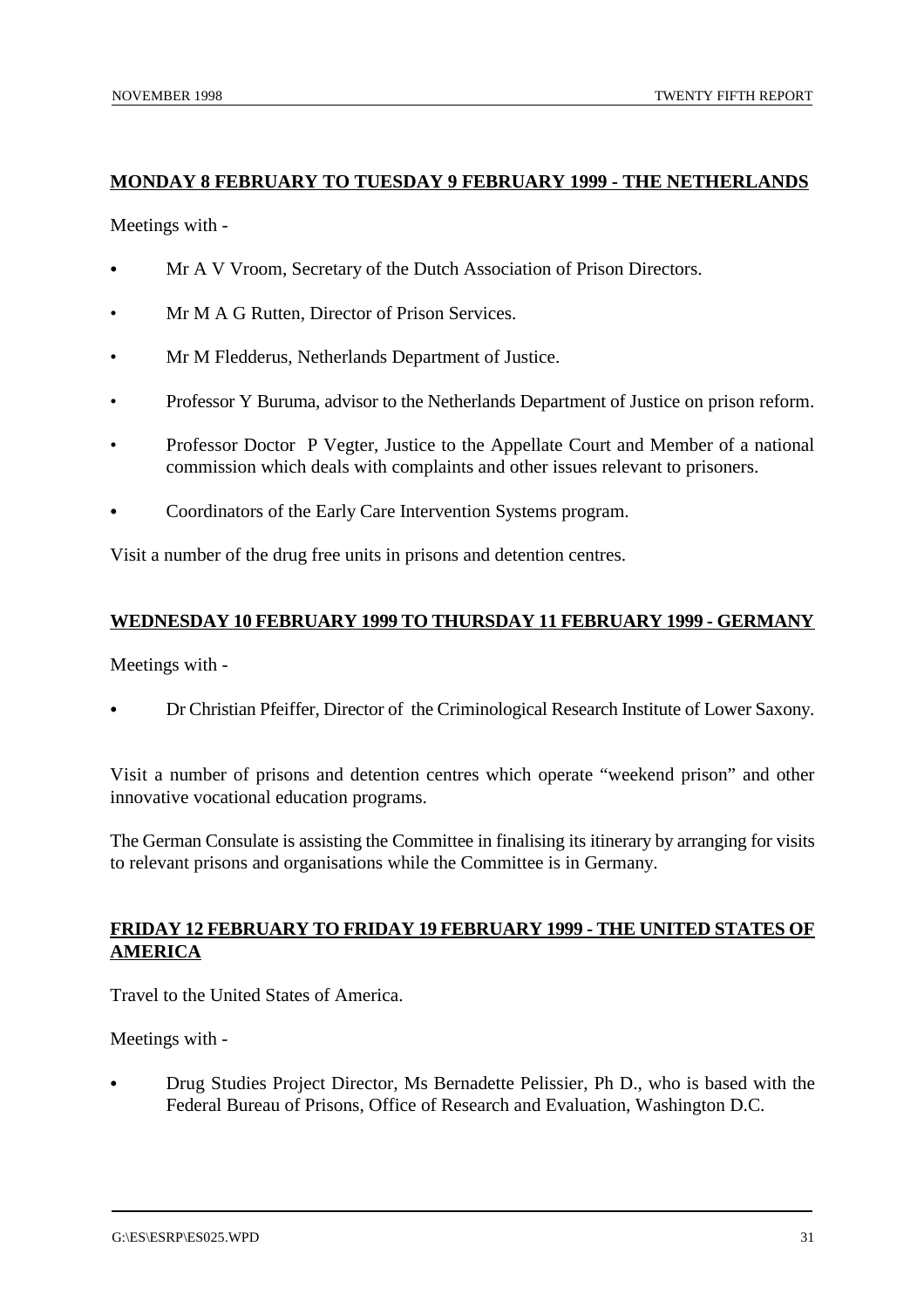**MONDAY 8 FEBRUARY TO TUESDAY 9 FEBRUARY 1999 - THE NETHERLANDS**

Meetings with -

- Mr A V Vroom, Secretary of the Dutch Association of Prison Directors.
- Mr M A G Rutten, Director of Prison Services.
- Mr M Fledderus, Netherlands Department of Justice.
- Professor Y Buruma, advisor to the Netherlands Department of Justice on prison reform.
- Professor Doctor P Vegter, Justice to the Appellate Court and Member of a national commission which deals with complaints and other issues relevant to prisoners.
- Coordinators of the Early Care Intervention Systems program.

Visit a number of the drug free units in prisons and detention centres.

**WEDNESDAY 10 FEBRUARY 1999 TO THURSDAY 11 FEBRUARY 1999 - GERMANY**

Meetings with -

- Dr Christian Pfeiffer, Director of the Criminological Research Institute of Lower Saxony.

Visit a number of prisons and detention centres which operate "weekend prison" and other innovative vocational education programs.

The German Consulate is assisting the Committee in finalising its itinerary by arranging for visits to relevant prisons and organisations while the Committee is in Germany.

**FRIDAY 12 FEBRUARY TO FRIDAY 19 FEBRUARY 1999 - THE UNITED STATES OF AMERICA**

Travel to the United States of America.

Meetings with -

- Drug Studies Project Director, Ms Bernadette Pelissier, Ph D., who is based with the Federal Bureau of Prisons, Office of Research and Evaluation, Washington D.C.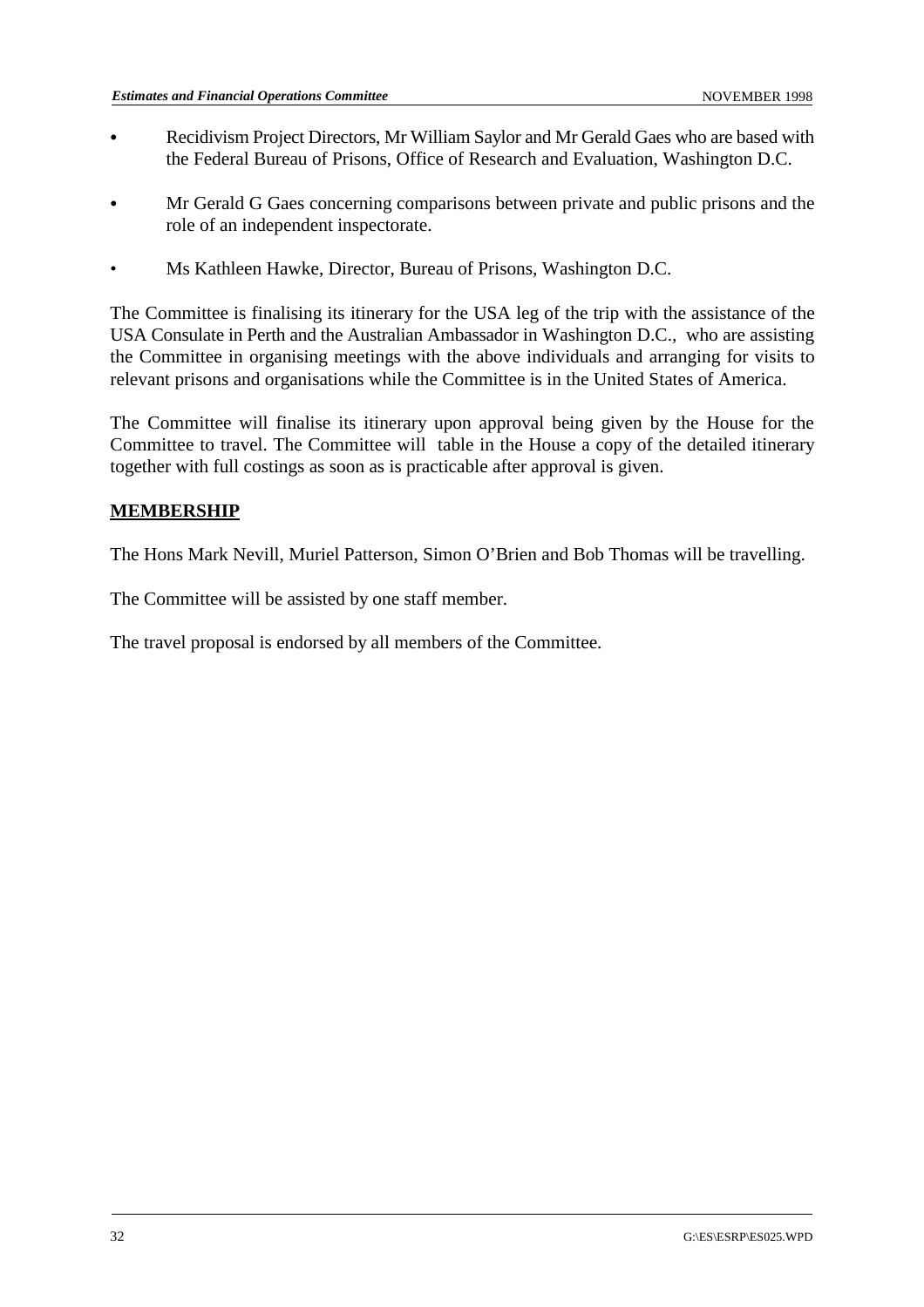- Recidivism Project Directors, Mr William Saylor and Mr Gerald Gaes who are based with the Federal Bureau of Prisons, Office of Research and Evaluation, Washington D.C.
- Mr Gerald G Gaes concerning comparisons between private and public prisons and the role of an independent inspectorate.
- Ms Kathleen Hawke, Director, Bureau of Prisons, Washington D.C.

The Committee is finalising its itinerary for the USA leg of the trip with the assistance of the USA Consulate in Perth and the Australian Ambassador in Washington D.C., who are assisting the Committee in organising meetings with the above individuals and arranging for visits to relevant prisons and organisations while the Committee is in the United States of America.

The Committee will finalise its itinerary upon approval being given by the House for the Committee to travel. The Committee will table in the House a copy of the detailed itinerary together with full costings as soon as is practicable after approval is given.

**MEMBERSHIP**

The Hons Mark Nevill, Muriel Patterson, Simon O'Brien and Bob Thomas will be travelling.

The Committee will be assisted by one staff member.

The travel proposal is endorsed by all members of the Committee.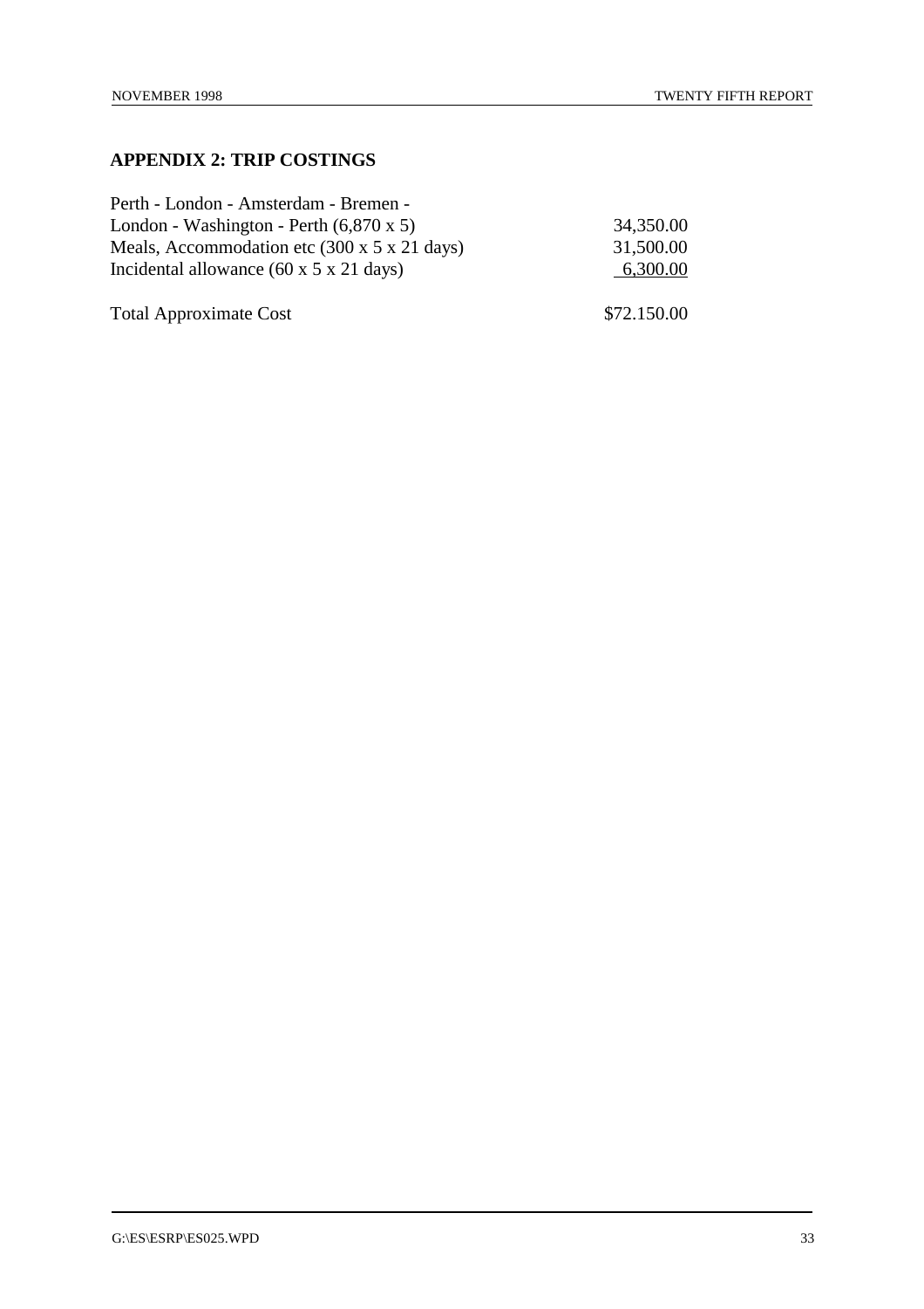## APPENDIX 2: TRIP COSTINGS

| | |
|---|---|
| Perth - London - Amsterdam - Bremen - London - Washington - Perth (6,870 x 5) | 34,350.00 |
| Meals, Accommodation etc (300 x 5 x 21 days) | 31,500.00 |
| Incidental allowance (60 x 5 x 21 days) | 6,300.00 |
| Total Approximate Cost | $72.150.00 |